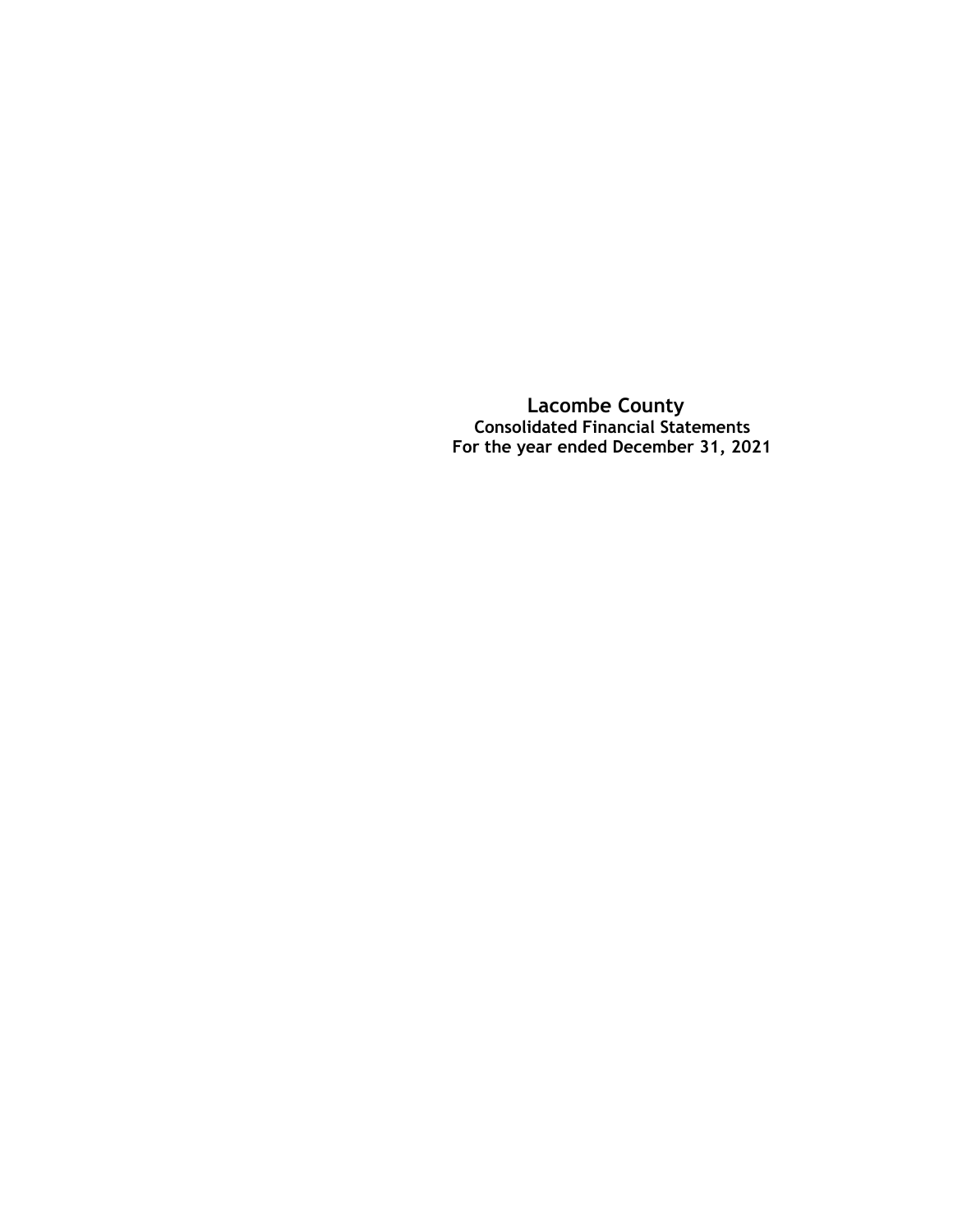# Lacombe County

## Consolidated Financial Statements

## For the year ended December 31, 2021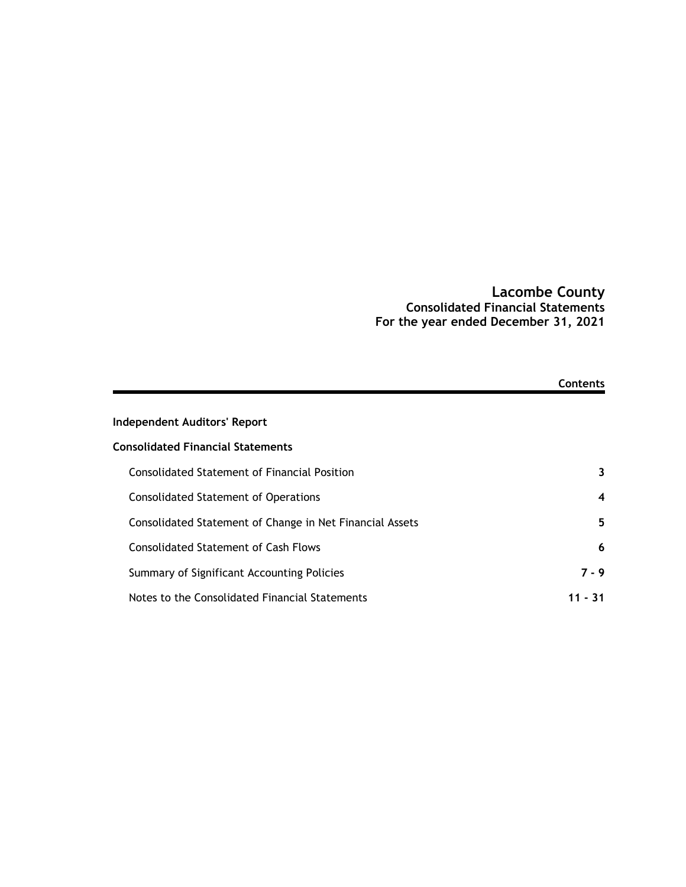# Lacombe County
## Consolidated Financial Statements
## For the year ended December 31, 2021

**Contents**

**Independent Auditors' Report**

**Consolidated Financial Statements**

| | |
|---|---|
| Consolidated Statement of Financial Position | **3** |
| Consolidated Statement of Operations | **4** |
| Consolidated Statement of Change in Net Financial Assets | **5** |
| Consolidated Statement of Cash Flows | **6** |
| Summary of Significant Accounting Policies | **7 - 9** |
| Notes to the Consolidated Financial Statements | **11 - 31** |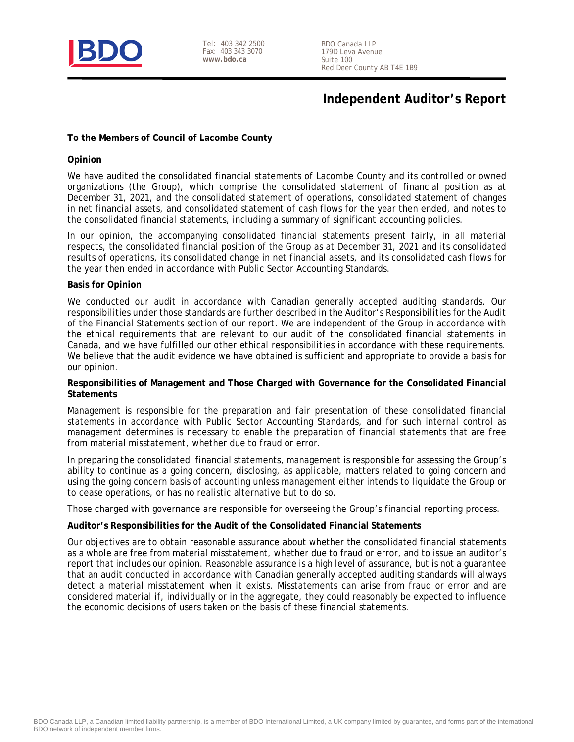# Independent Auditor's Report

**To the Members of Council of Lacombe County**

**Opinion**

We have audited the consolidated financial statements of Lacombe County and its controlled or owned organizations (the Group), which comprise the consolidated statement of financial position as at December 31, 2021, and the consolidated statement of operations, consolidated statement of changes in net financial assets, and consolidated statement of cash flows for the year then ended, and notes to the consolidated financial statements, including a summary of significant accounting policies.

In our opinion, the accompanying consolidated financial statements present fairly, in all material respects, the consolidated financial position of the Group as at December 31, 2021 and its consolidated results of operations, its consolidated change in net financial assets, and its consolidated cash flows for the year then ended in accordance with Public Sector Accounting Standards.

**Basis for Opinion**

We conducted our audit in accordance with Canadian generally accepted auditing standards. Our responsibilities under those standards are further described in the Auditor's Responsibilities for the Audit of the Financial Statements section of our report. We are independent of the Group in accordance with the ethical requirements that are relevant to our audit of the consolidated financial statements in Canada, and we have fulfilled our other ethical responsibilities in accordance with these requirements. We believe that the audit evidence we have obtained is sufficient and appropriate to provide a basis for our opinion.

**Responsibilities of Management and Those Charged with Governance for the Consolidated Financial Statements**

Management is responsible for the preparation and fair presentation of these consolidated financial statements in accordance with Public Sector Accounting Standards, and for such internal control as management determines is necessary to enable the preparation of financial statements that are free from material misstatement, whether due to fraud or error.

In preparing the consolidated financial statements, management is responsible for assessing the Group's ability to continue as a going concern, disclosing, as applicable, matters related to going concern and using the going concern basis of accounting unless management either intends to liquidate the Group or to cease operations, or has no realistic alternative but to do so.

Those charged with governance are responsible for overseeing the Group's financial reporting process.

**Auditor's Responsibilities for the Audit of the Consolidated Financial Statements**

Our objectives are to obtain reasonable assurance about whether the consolidated financial statements as a whole are free from material misstatement, whether due to fraud or error, and to issue an auditor's report that includes our opinion. Reasonable assurance is a high level of assurance, but is not a guarantee that an audit conducted in accordance with Canadian generally accepted auditing standards will always detect a material misstatement when it exists. Misstatements can arise from fraud or error and are considered material if, individually or in the aggregate, they could reasonably be expected to influence the economic decisions of users taken on the basis of these financial statements.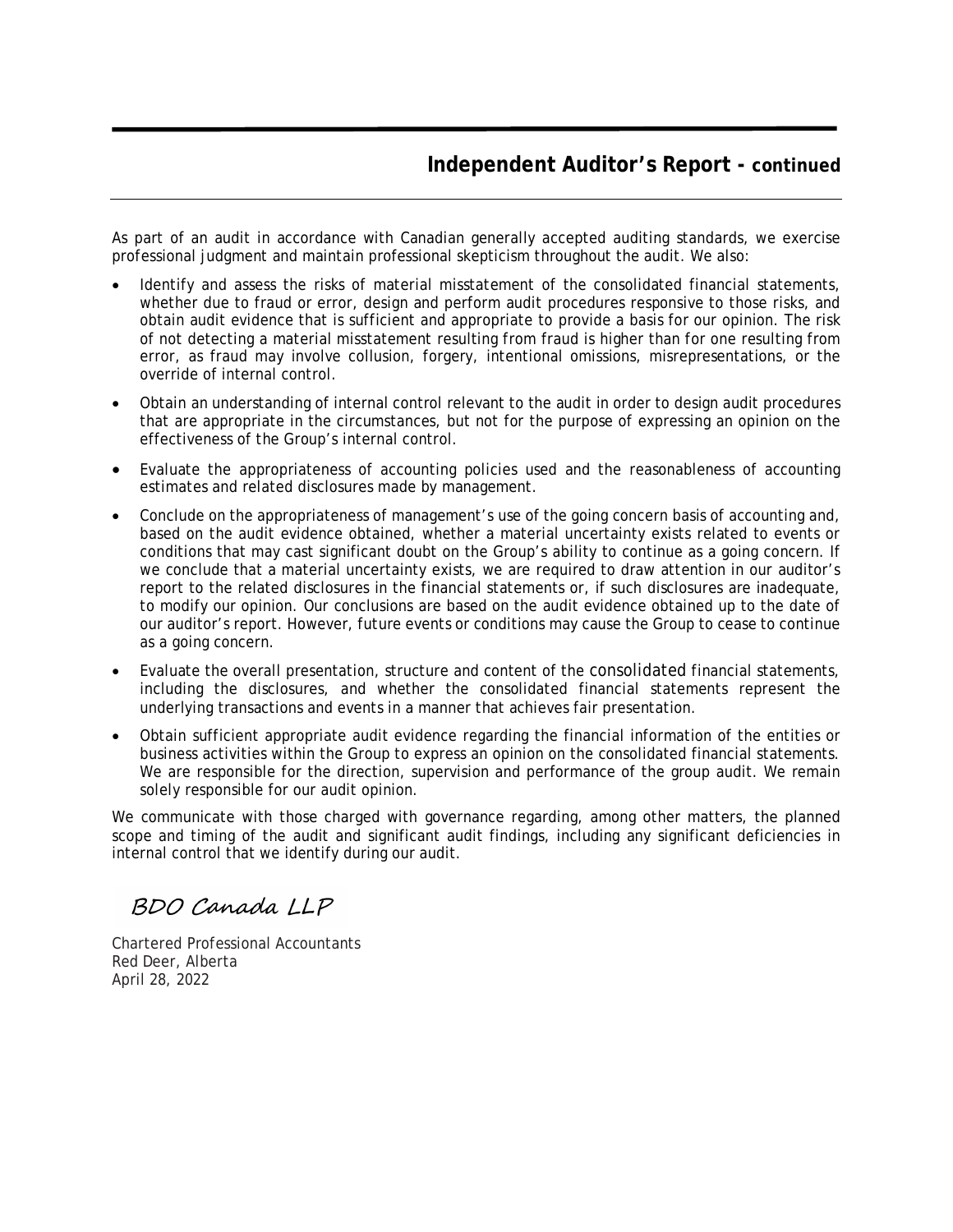## Independent Auditor's Report - continued

As part of an audit in accordance with Canadian generally accepted auditing standards, we exercise professional judgment and maintain professional skepticism throughout the audit. We also:

- Identify and assess the risks of material misstatement of the consolidated financial statements, whether due to fraud or error, design and perform audit procedures responsive to those risks, and obtain audit evidence that is sufficient and appropriate to provide a basis for our opinion. The risk of not detecting a material misstatement resulting from fraud is higher than for one resulting from error, as fraud may involve collusion, forgery, intentional omissions, misrepresentations, or the override of internal control.
- Obtain an understanding of internal control relevant to the audit in order to design audit procedures that are appropriate in the circumstances, but not for the purpose of expressing an opinion on the effectiveness of the Group's internal control.
- Evaluate the appropriateness of accounting policies used and the reasonableness of accounting estimates and related disclosures made by management.
- Conclude on the appropriateness of management's use of the going concern basis of accounting and, based on the audit evidence obtained, whether a material uncertainty exists related to events or conditions that may cast significant doubt on the Group's ability to continue as a going concern. If we conclude that a material uncertainty exists, we are required to draw attention in our auditor's report to the related disclosures in the financial statements or, if such disclosures are inadequate, to modify our opinion. Our conclusions are based on the audit evidence obtained up to the date of our auditor's report. However, future events or conditions may cause the Group to cease to continue as a going concern.
- Evaluate the overall presentation, structure and content of the consolidated financial statements, including the disclosures, and whether the consolidated financial statements represent the underlying transactions and events in a manner that achieves fair presentation.
- Obtain sufficient appropriate audit evidence regarding the financial information of the entities or business activities within the Group to express an opinion on the consolidated financial statements. We are responsible for the direction, supervision and performance of the group audit. We remain solely responsible for our audit opinion.

We communicate with those charged with governance regarding, among other matters, the planned scope and timing of the audit and significant audit findings, including any significant deficiencies in internal control that we identify during our audit.

*BDO Canada LLP*

Chartered Professional Accountants
Red Deer, Alberta
April 28, 2022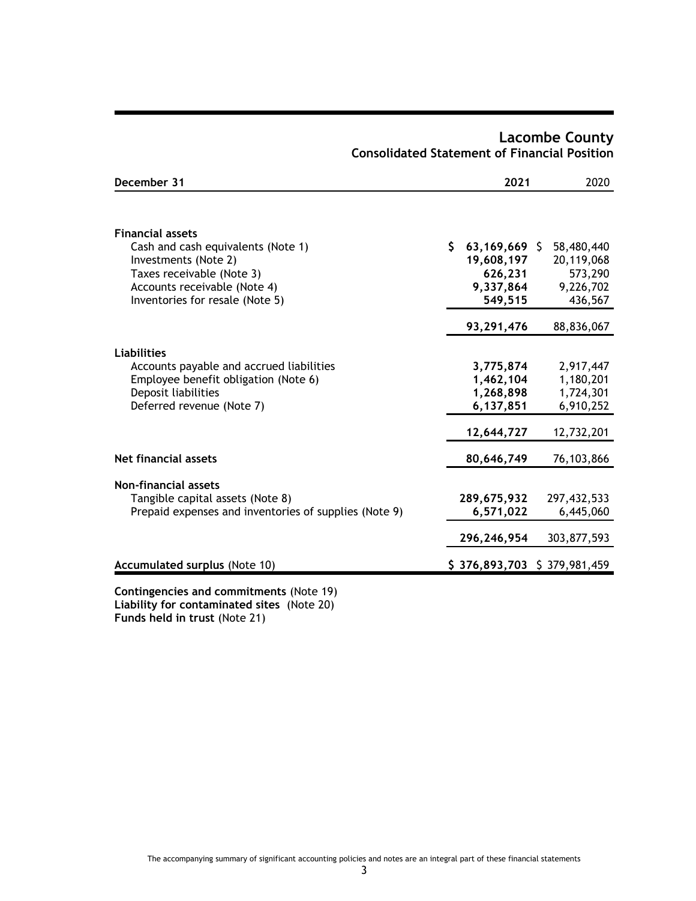# Lacombe County
## Consolidated Statement of Financial Position

| December 31 | 2021 | 2020 |
|---|---|---|
| **Financial assets** | | |
| Cash and cash equivalents (Note 1) | **$ 63,169,669** | $ 58,480,440 |
| Investments (Note 2) | **19,608,197** | 20,119,068 |
| Taxes receivable (Note 3) | **626,231** | 573,290 |
| Accounts receivable (Note 4) | **9,337,864** | 9,226,702 |
| Inventories for resale (Note 5) | **549,515** | 436,567 |
| | **93,291,476** | 88,836,067 |
| **Liabilities** | | |
| Accounts payable and accrued liabilities | **3,775,874** | 2,917,447 |
| Employee benefit obligation (Note 6) | **1,462,104** | 1,180,201 |
| Deposit liabilities | **1,268,898** | 1,724,301 |
| Deferred revenue (Note 7) | **6,137,851** | 6,910,252 |
| | **12,644,727** | 12,732,201 |
| **Net financial assets** | **80,646,749** | 76,103,866 |
| **Non-financial assets** | | |
| Tangible capital assets (Note 8) | **289,675,932** | 297,432,533 |
| Prepaid expenses and inventories of supplies (Note 9) | **6,571,022** | 6,445,060 |
| | **296,246,954** | 303,877,593 |
| **Accumulated surplus** (Note 10) | **$ 376,893,703** | $ 379,981,459 |

**Contingencies and commitments** (Note 19)
**Liability for contaminated sites** (Note 20)
**Funds held in trust** (Note 21)

The accompanying summary of significant accounting policies and notes are an integral part of these financial statements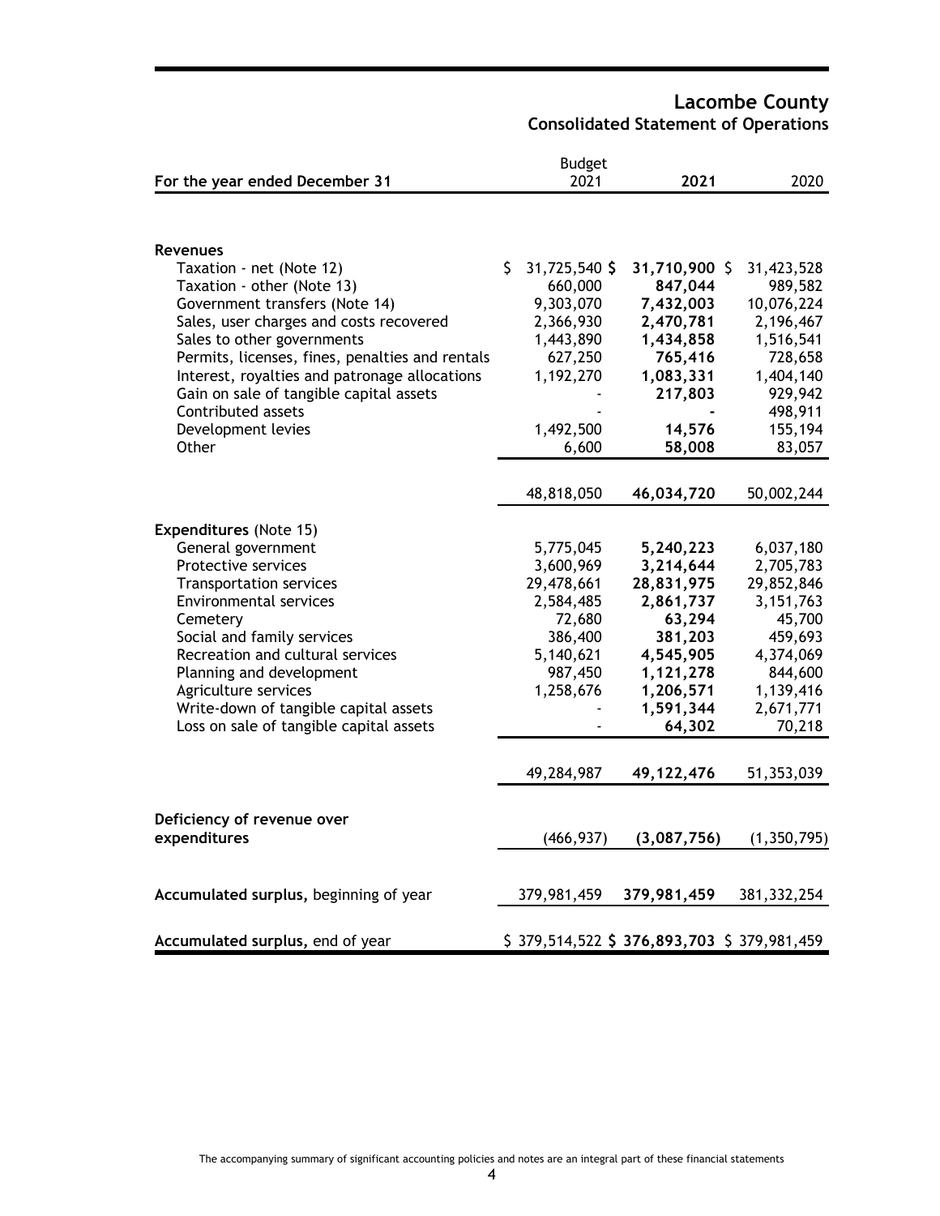# Lacombe County
## Consolidated Statement of Operations

| For the year ended December 31 | Budget 2021 | **2021** | 2020 |
|---|---|---|---|
| **Revenues** | | | |
| Taxation - net (Note 12) | $ 31,725,540 | **$ 31,710,900** | $ 31,423,528 |
| Taxation - other (Note 13) | 660,000 | **847,044** | 989,582 |
| Government transfers (Note 14) | 9,303,070 | **7,432,003** | 10,076,224 |
| Sales, user charges and costs recovered | 2,366,930 | **2,470,781** | 2,196,467 |
| Sales to other governments | 1,443,890 | **1,434,858** | 1,516,541 |
| Permits, licenses, fines, penalties and rentals | 627,250 | **765,416** | 728,658 |
| Interest, royalties and patronage allocations | 1,192,270 | **1,083,331** | 1,404,140 |
| Gain on sale of tangible capital assets | - | **217,803** | 929,942 |
| Contributed assets | - | **-** | 498,911 |
| Development levies | 1,492,500 | **14,576** | 155,194 |
| Other | 6,600 | **58,008** | 83,057 |
| | 48,818,050 | **46,034,720** | 50,002,244 |
| **Expenditures** (Note 15) | | | |
| General government | 5,775,045 | **5,240,223** | 6,037,180 |
| Protective services | 3,600,969 | **3,214,644** | 2,705,783 |
| Transportation services | 29,478,661 | **28,831,975** | 29,852,846 |
| Environmental services | 2,584,485 | **2,861,737** | 3,151,763 |
| Cemetery | 72,680 | **63,294** | 45,700 |
| Social and family services | 386,400 | **381,203** | 459,693 |
| Recreation and cultural services | 5,140,621 | **4,545,905** | 4,374,069 |
| Planning and development | 987,450 | **1,121,278** | 844,600 |
| Agriculture services | 1,258,676 | **1,206,571** | 1,139,416 |
| Write-down of tangible capital assets | - | **1,591,344** | 2,671,771 |
| Loss on sale of tangible capital assets | - | **64,302** | 70,218 |
| | 49,284,987 | **49,122,476** | 51,353,039 |
| **Deficiency of revenue over expenditures** | (466,937) | **(3,087,756)** | (1,350,795) |
| **Accumulated surplus,** beginning of year | 379,981,459 | **379,981,459** | 381,332,254 |
| **Accumulated surplus,** end of year | $ 379,514,522 | **$ 376,893,703** | $ 379,981,459 |

The accompanying summary of significant accounting policies and notes are an integral part of these financial statements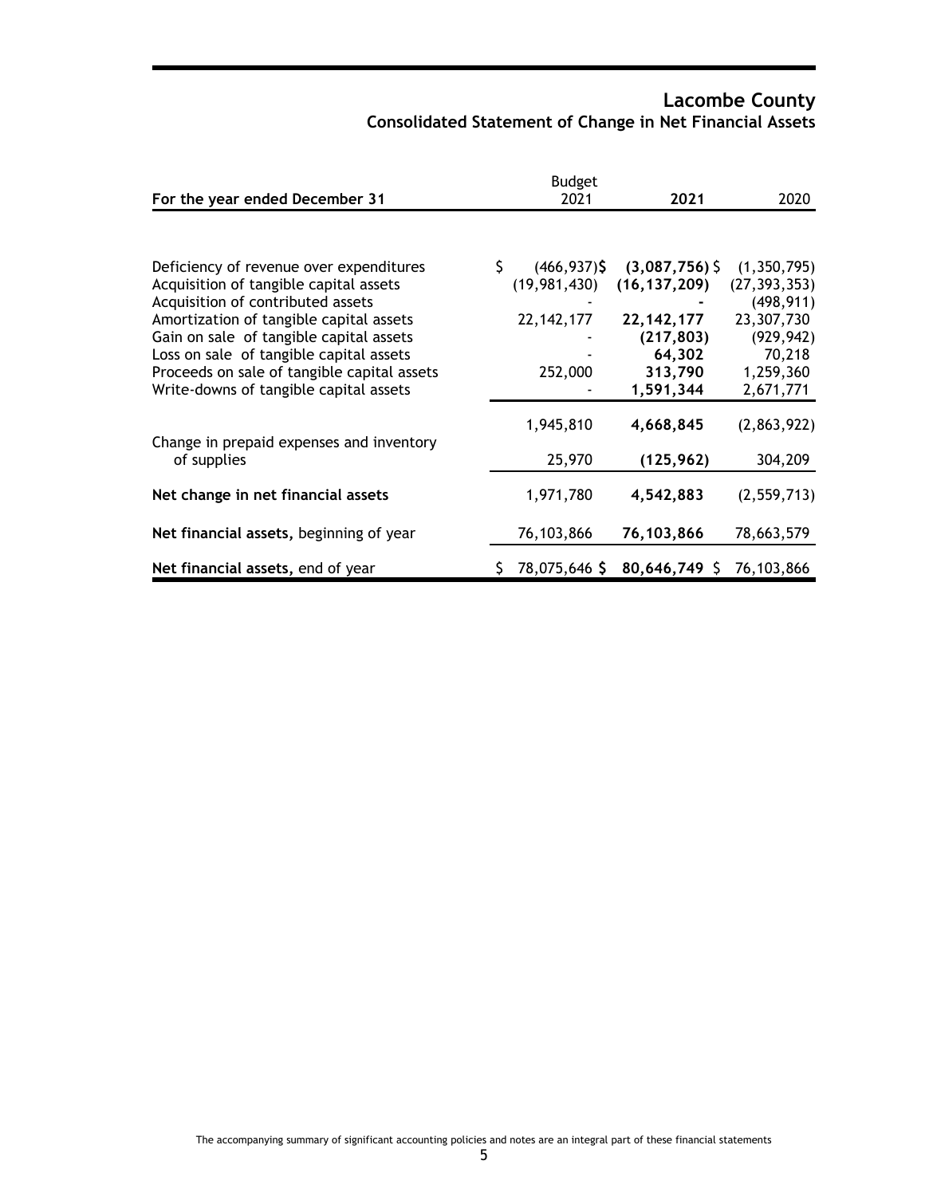# Lacombe County

## Consolidated Statement of Change in Net Financial Assets

| For the year ended December 31 | Budget 2021 | **2021** | 2020 |
|---|---|---|---|
| Deficiency of revenue over expenditures | $ (466,937) | **$ (3,087,756)** | $ (1,350,795) |
| Acquisition of tangible capital assets | (19,981,430) | **(16,137,209)** | (27,393,353) |
| Acquisition of contributed assets | - | **-** | (498,911) |
| Amortization of tangible capital assets | 22,142,177 | **22,142,177** | 23,307,730 |
| Gain on sale of tangible capital assets | - | **(217,803)** | (929,942) |
| Loss on sale of tangible capital assets | - | **64,302** | 70,218 |
| Proceeds on sale of tangible capital assets | 252,000 | **313,790** | 1,259,360 |
| Write-downs of tangible capital assets | - | **1,591,344** | 2,671,771 |
| | 1,945,810 | **4,668,845** | (2,863,922) |
| Change in prepaid expenses and inventory of supplies | 25,970 | **(125,962)** | 304,209 |
| **Net change in net financial assets** | 1,971,780 | **4,542,883** | (2,559,713) |
| **Net financial assets,** beginning of year | 76,103,866 | **76,103,866** | 78,663,579 |
| **Net financial assets,** end of year | $ 78,075,646 | **$ 80,646,749** | $ 76,103,866 |

The accompanying summary of significant accounting policies and notes are an integral part of these financial statements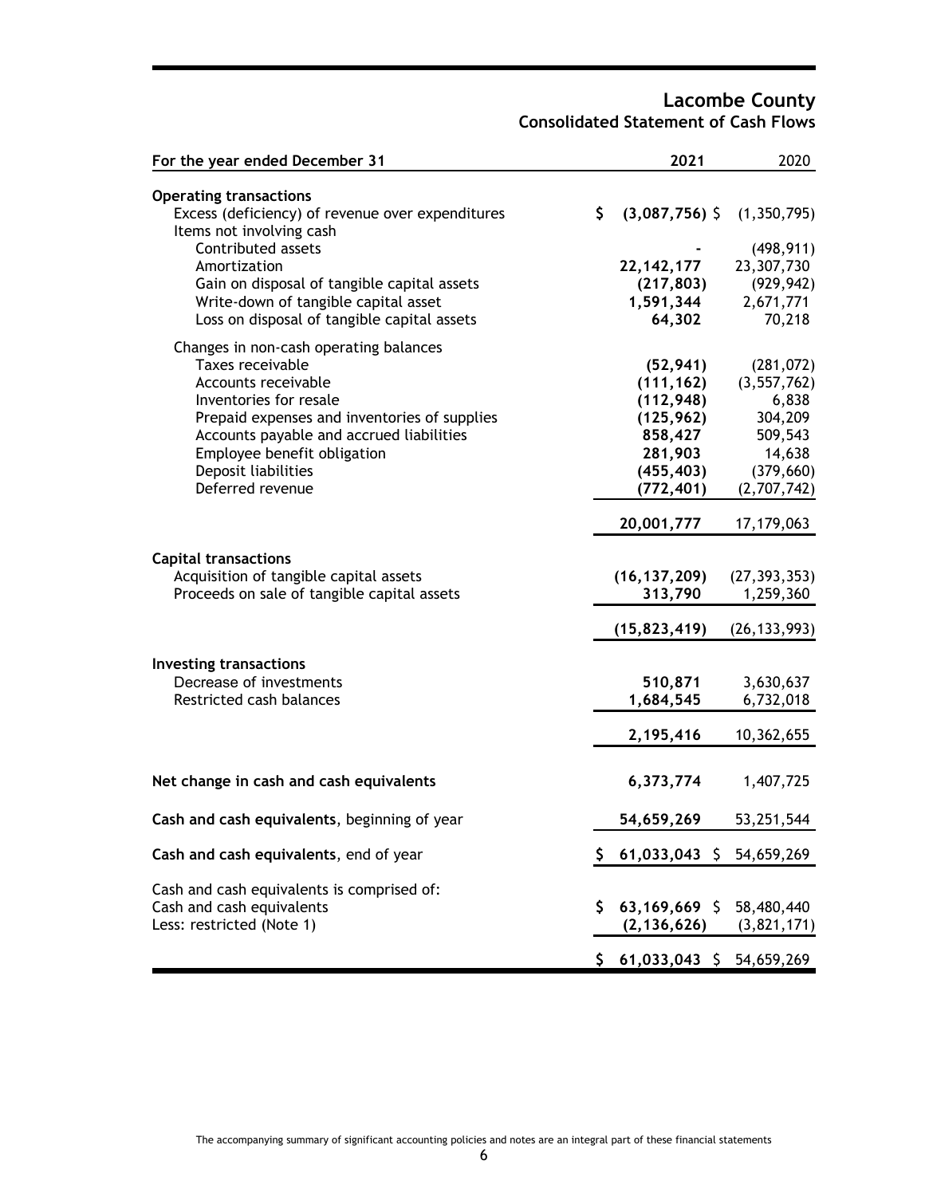# Lacombe County
## Consolidated Statement of Cash Flows

| For the year ended December 31 | 2021 | 2020 |
|---|---|---|
| **Operating transactions** | | |
| Excess (deficiency) of revenue over expenditures | $ **(3,087,756)** | $ (1,350,795) |
| Items not involving cash | | |
| Contributed assets | **-** | (498,911) |
| Amortization | **22,142,177** | 23,307,730 |
| Gain on disposal of tangible capital assets | **(217,803)** | (929,942) |
| Write-down of tangible capital asset | **1,591,344** | 2,671,771 |
| Loss on disposal of tangible capital assets | **64,302** | 70,218 |
| Changes in non-cash operating balances | | |
| Taxes receivable | **(52,941)** | (281,072) |
| Accounts receivable | **(111,162)** | (3,557,762) |
| Inventories for resale | **(112,948)** | 6,838 |
| Prepaid expenses and inventories of supplies | **(125,962)** | 304,209 |
| Accounts payable and accrued liabilities | **858,427** | 509,543 |
| Employee benefit obligation | **281,903** | 14,638 |
| Deposit liabilities | **(455,403)** | (379,660) |
| Deferred revenue | **(772,401)** | (2,707,742) |
| | **20,001,777** | 17,179,063 |
| **Capital transactions** | | |
| Acquisition of tangible capital assets | **(16,137,209)** | (27,393,353) |
| Proceeds on sale of tangible capital assets | **313,790** | 1,259,360 |
| | **(15,823,419)** | (26,133,993) |
| **Investing transactions** | | |
| Decrease of investments | **510,871** | 3,630,637 |
| Restricted cash balances | **1,684,545** | 6,732,018 |
| | **2,195,416** | 10,362,655 |
| **Net change in cash and cash equivalents** | **6,373,774** | 1,407,725 |
| **Cash and cash equivalents**, beginning of year | **54,659,269** | 53,251,544 |
| **Cash and cash equivalents**, end of year | $ **61,033,043** | $ 54,659,269 |
| Cash and cash equivalents is comprised of: | | |
| Cash and cash equivalents | $ **63,169,669** | $ 58,480,440 |
| Less: restricted (Note 1) | **(2,136,626)** | (3,821,171) |
| | $ **61,033,043** | $ 54,659,269 |

The accompanying summary of significant accounting policies and notes are an integral part of these financial statements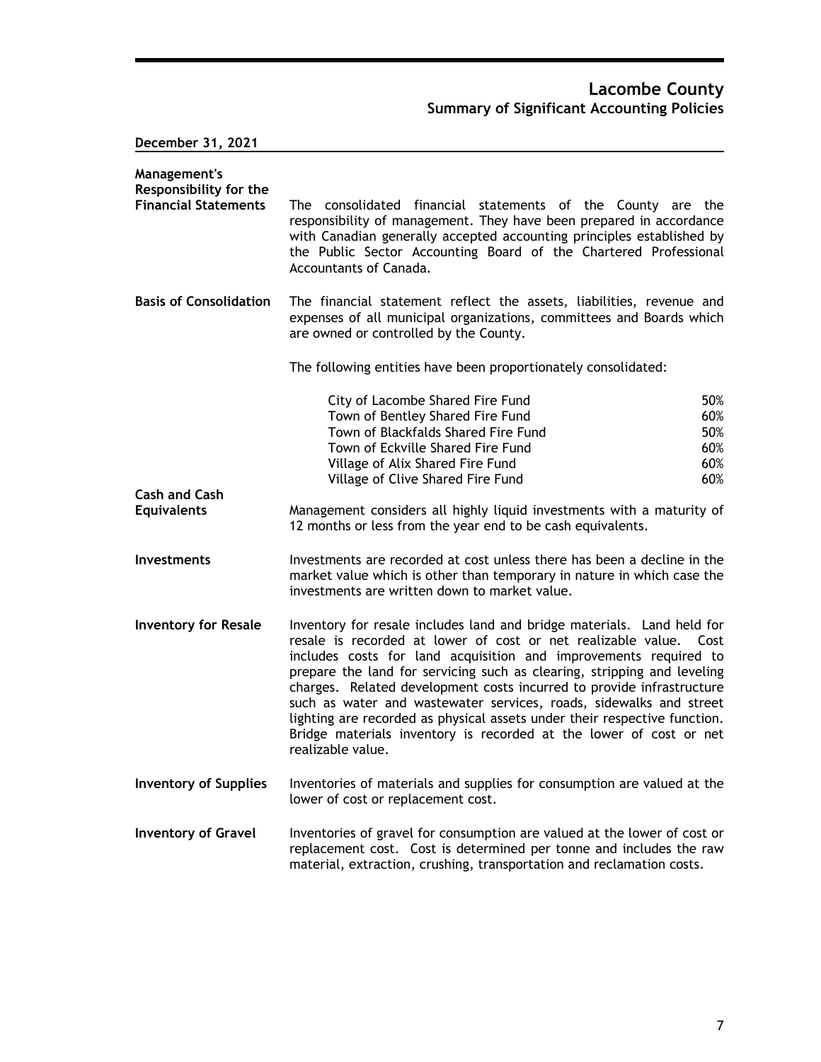# Lacombe County
## Summary of Significant Accounting Policies

**December 31, 2021**

**Management's Responsibility for the Financial Statements**

The consolidated financial statements of the County are the responsibility of management. They have been prepared in accordance with Canadian generally accepted accounting principles established by the Public Sector Accounting Board of the Chartered Professional Accountants of Canada.

**Basis of Consolidation**

The financial statement reflect the assets, liabilities, revenue and expenses of all municipal organizations, committees and Boards which are owned or controlled by the County.

The following entities have been proportionately consolidated:

| | |
|---|---|
| City of Lacombe Shared Fire Fund | 50% |
| Town of Bentley Shared Fire Fund | 60% |
| Town of Blackfalds Shared Fire Fund | 50% |
| Town of Eckville Shared Fire Fund | 60% |
| Village of Alix Shared Fire Fund | 60% |
| Village of Clive Shared Fire Fund | 60% |

**Cash and Cash Equivalents**

Management considers all highly liquid investments with a maturity of 12 months or less from the year end to be cash equivalents.

**Investments**

Investments are recorded at cost unless there has been a decline in the market value which is other than temporary in nature in which case the investments are written down to market value.

**Inventory for Resale**

Inventory for resale includes land and bridge materials. Land held for resale is recorded at lower of cost or net realizable value. Cost includes costs for land acquisition and improvements required to prepare the land for servicing such as clearing, stripping and leveling charges. Related development costs incurred to provide infrastructure such as water and wastewater services, roads, sidewalks and street lighting are recorded as physical assets under their respective function. Bridge materials inventory is recorded at the lower of cost or net realizable value.

**Inventory of Supplies**

Inventories of materials and supplies for consumption are valued at the lower of cost or replacement cost.

**Inventory of Gravel**

Inventories of gravel for consumption are valued at the lower of cost or replacement cost. Cost is determined per tonne and includes the raw material, extraction, crushing, transportation and reclamation costs.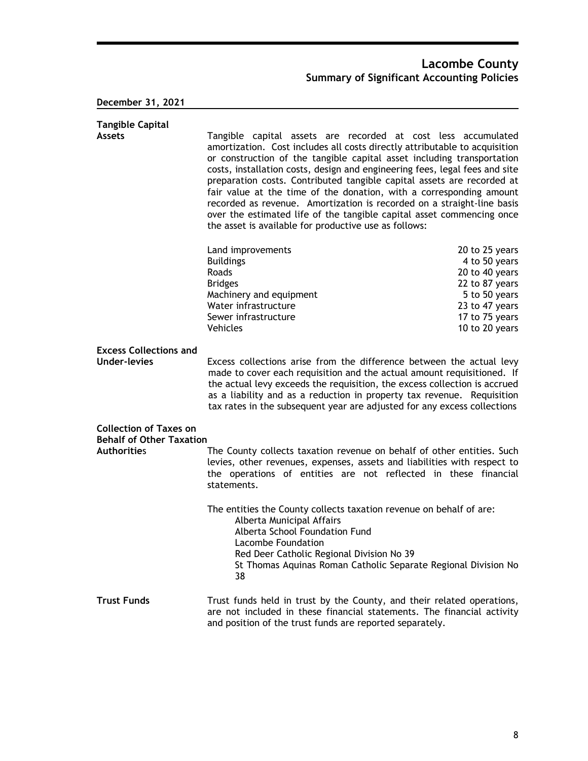# Lacombe County

## Summary of Significant Accounting Policies

**December 31, 2021**

**Tangible Capital Assets**

Tangible capital assets are recorded at cost less accumulated amortization. Cost includes all costs directly attributable to acquisition or construction of the tangible capital asset including transportation costs, installation costs, design and engineering fees, legal fees and site preparation costs. Contributed tangible capital assets are recorded at fair value at the time of the donation, with a corresponding amount recorded as revenue. Amortization is recorded on a straight-line basis over the estimated life of the tangible capital asset commencing once the asset is available for productive use as follows:

| | |
|---|---|
| Land improvements | 20 to 25 years |
| Buildings | 4 to 50 years |
| Roads | 20 to 40 years |
| Bridges | 22 to 87 years |
| Machinery and equipment | 5 to 50 years |
| Water infrastructure | 23 to 47 years |
| Sewer infrastructure | 17 to 75 years |
| Vehicles | 10 to 20 years |

**Excess Collections and Under-levies**

Excess collections arise from the difference between the actual levy made to cover each requisition and the actual amount requisitioned. If the actual levy exceeds the requisition, the excess collection is accrued as a liability and as a reduction in property tax revenue. Requisition tax rates in the subsequent year are adjusted for any excess collections

**Collection of Taxes on Behalf of Other Taxation Authorities**

The County collects taxation revenue on behalf of other entities. Such levies, other revenues, expenses, assets and liabilities with respect to the operations of entities are not reflected in these financial statements.

The entities the County collects taxation revenue on behalf of are:

- Alberta Municipal Affairs
- Alberta School Foundation Fund
- Lacombe Foundation
- Red Deer Catholic Regional Division No 39
- St Thomas Aquinas Roman Catholic Separate Regional Division No 38

**Trust Funds**

Trust funds held in trust by the County, and their related operations, are not included in these financial statements. The financial activity and position of the trust funds are reported separately.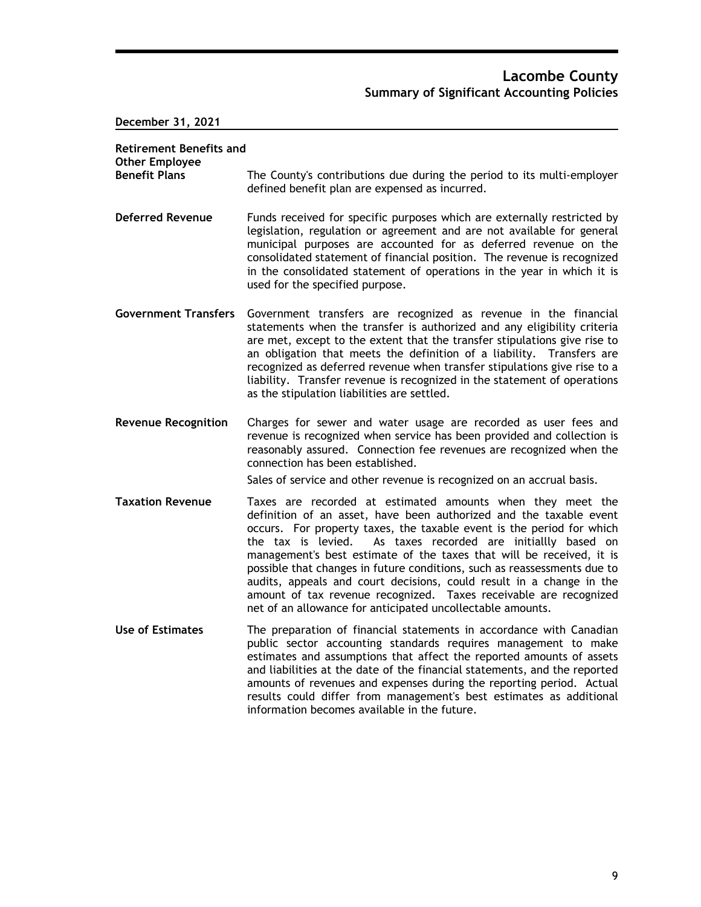**Lacombe County**
**Summary of Significant Accounting Policies**

**December 31, 2021**

**Retirement Benefits and Other Employee Benefit Plans**

The County's contributions due during the period to its multi-employer defined benefit plan are expensed as incurred.

**Deferred Revenue**

Funds received for specific purposes which are externally restricted by legislation, regulation or agreement and are not available for general municipal purposes are accounted for as deferred revenue on the consolidated statement of financial position. The revenue is recognized in the consolidated statement of operations in the year in which it is used for the specified purpose.

**Government Transfers**

Government transfers are recognized as revenue in the financial statements when the transfer is authorized and any eligibility criteria are met, except to the extent that the transfer stipulations give rise to an obligation that meets the definition of a liability. Transfers are recognized as deferred revenue when transfer stipulations give rise to a liability. Transfer revenue is recognized in the statement of operations as the stipulation liabilities are settled.

**Revenue Recognition**

Charges for sewer and water usage are recorded as user fees and revenue is recognized when service has been provided and collection is reasonably assured. Connection fee revenues are recognized when the connection has been established.

Sales of service and other revenue is recognized on an accrual basis.

**Taxation Revenue**

Taxes are recorded at estimated amounts when they meet the definition of an asset, have been authorized and the taxable event occurs. For property taxes, the taxable event is the period for which the tax is levied. As taxes recorded are initiallly based on management's best estimate of the taxes that will be received, it is possible that changes in future conditions, such as reassessments due to audits, appeals and court decisions, could result in a change in the amount of tax revenue recognized. Taxes receivable are recognized net of an allowance for anticipated uncollectable amounts.

**Use of Estimates**

The preparation of financial statements in accordance with Canadian public sector accounting standards requires management to make estimates and assumptions that affect the reported amounts of assets and liabilities at the date of the financial statements, and the reported amounts of revenues and expenses during the reporting period. Actual results could differ from management's best estimates as additional information becomes available in the future.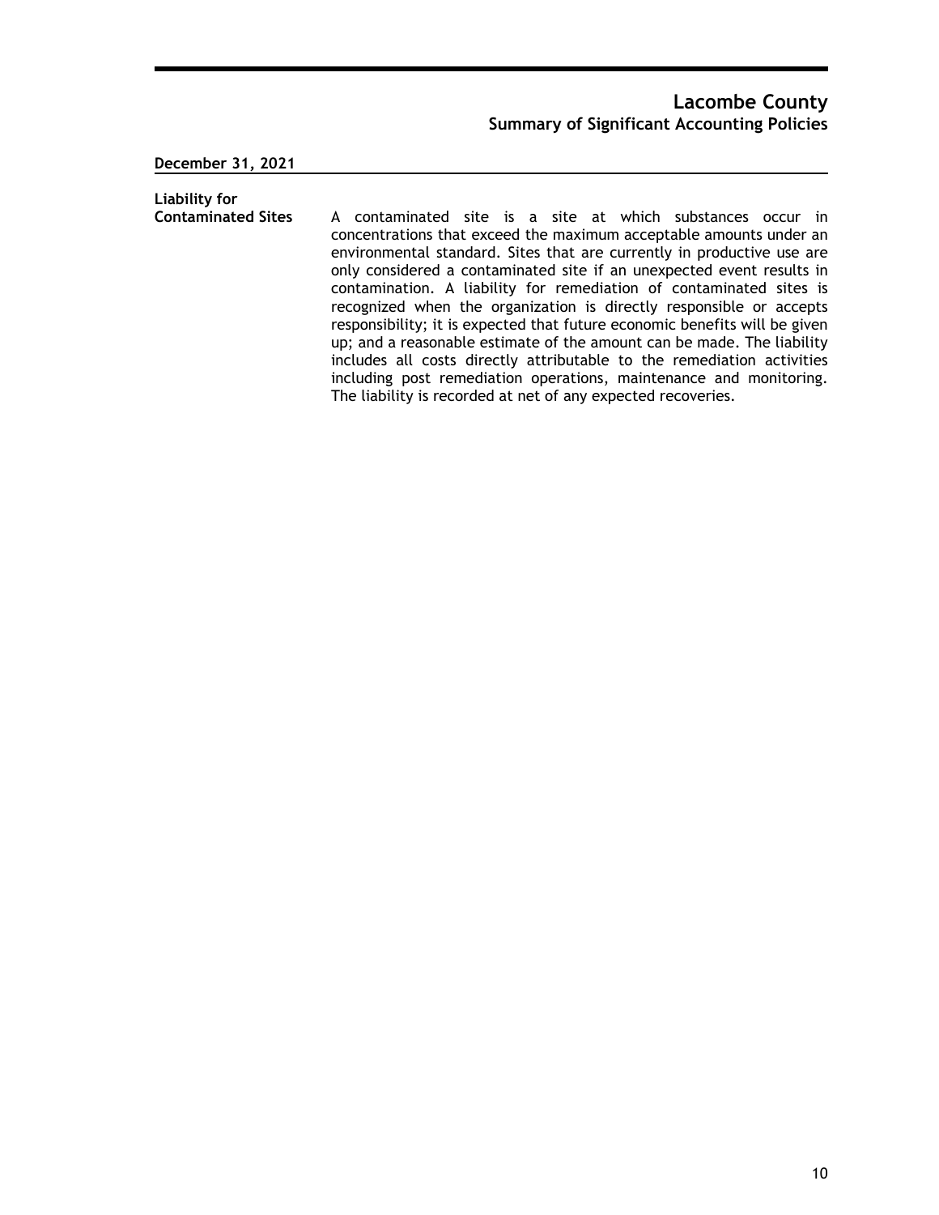# Lacombe County
## Summary of Significant Accounting Policies

**December 31, 2021**

**Liability for Contaminated Sites**

A contaminated site is a site at which substances occur in concentrations that exceed the maximum acceptable amounts under an environmental standard. Sites that are currently in productive use are only considered a contaminated site if an unexpected event results in contamination. A liability for remediation of contaminated sites is recognized when the organization is directly responsible or accepts responsibility; it is expected that future economic benefits will be given up; and a reasonable estimate of the amount can be made. The liability includes all costs directly attributable to the remediation activities including post remediation operations, maintenance and monitoring. The liability is recorded at net of any expected recoveries.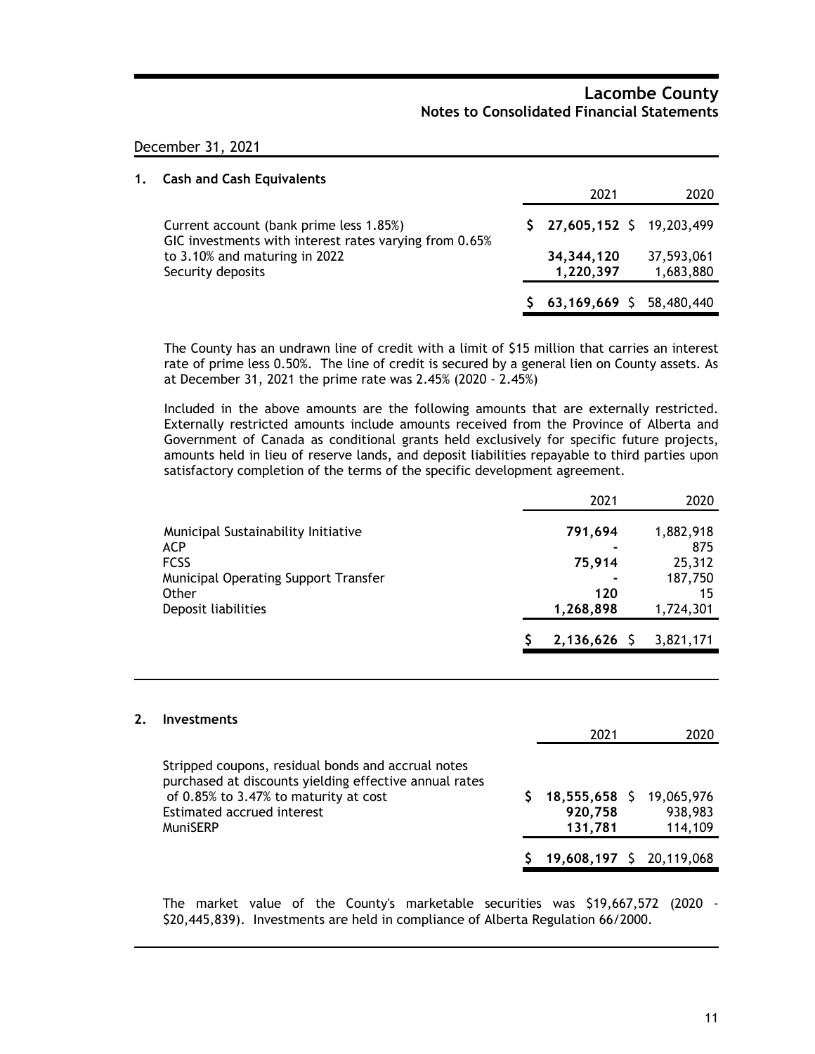## Lacombe County
### Notes to Consolidated Financial Statements

December 31, 2021

### 1. Cash and Cash Equivalents

| | 2021 | 2020 |
|---|---|---|
| Current account (bank prime less 1.85%) | **$ 27,605,152** | $ 19,203,499 |
| GIC investments with interest rates varying from 0.65% to 3.10% and maturing in 2022 | **34,344,120** | 37,593,061 |
| Security deposits | **1,220,397** | 1,683,880 |
| | **$ 63,169,669** | $ 58,480,440 |

The County has an undrawn line of credit with a limit of $15 million that carries an interest rate of prime less 0.50%. The line of credit is secured by a general lien on County assets. As at December 31, 2021 the prime rate was 2.45% (2020 - 2.45%)

Included in the above amounts are the following amounts that are externally restricted. Externally restricted amounts include amounts received from the Province of Alberta and Government of Canada as conditional grants held exclusively for specific future projects, amounts held in lieu of reserve lands, and deposit liabilities repayable to third parties upon satisfactory completion of the terms of the specific development agreement.

| | 2021 | 2020 |
|---|---|---|
| Municipal Sustainability Initiative | **791,694** | 1,882,918 |
| ACP | **-** | 875 |
| FCSS | **75,914** | 25,312 |
| Municipal Operating Support Transfer | **-** | 187,750 |
| Other | **120** | 15 |
| Deposit liabilities | **1,268,898** | 1,724,301 |
| | **$ 2,136,626** | $ 3,821,171 |

### 2. Investments

| | 2021 | 2020 |
|---|---|---|
| Stripped coupons, residual bonds and accrual notes purchased at discounts yielding effective annual rates of 0.85% to 3.47% to maturity at cost | **$ 18,555,658** | $ 19,065,976 |
| Estimated accrued interest | **920,758** | 938,983 |
| MuniSERP | **131,781** | 114,109 |
| | **$ 19,608,197** | $ 20,119,068 |

The market value of the County's marketable securities was $19,667,572 (2020 - $20,445,839). Investments are held in compliance of Alberta Regulation 66/2000.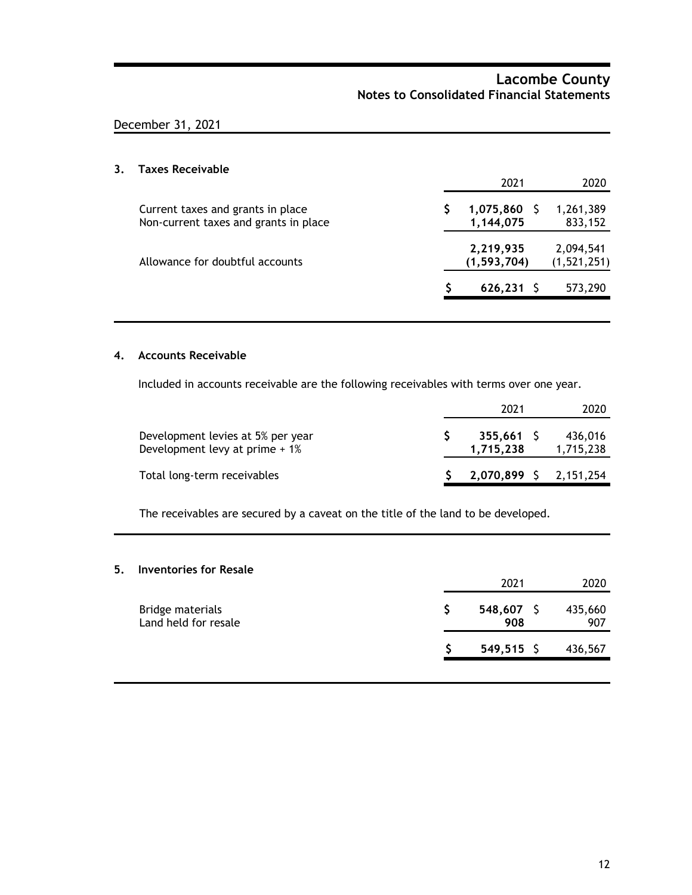December 31, 2021

### 3. Taxes Receivable

| | 2021 | 2020 |
|---|---|---|
| Current taxes and grants in place | $ **1,075,860** | $ 1,261,389 |
| Non-current taxes and grants in place | **1,144,075** | 833,152 |
| | **2,219,935** | 2,094,541 |
| Allowance for doubtful accounts | **(1,593,704)** | (1,521,251) |
| | $ **626,231** | $ 573,290 |

### 4. Accounts Receivable

Included in accounts receivable are the following receivables with terms over one year.

| | 2021 | 2020 |
|---|---|---|
| Development levies at 5% per year | $ **355,661** | $ 436,016 |
| Development levy at prime + 1% | **1,715,238** | 1,715,238 |
| Total long-term receivables | $ **2,070,899** | $ 2,151,254 |

The receivables are secured by a caveat on the title of the land to be developed.

### 5. Inventories for Resale

| | 2021 | 2020 |
|---|---|---|
| Bridge materials | $ **548,607** | $ 435,660 |
| Land held for resale | **908** | 907 |
| | $ **549,515** | $ 436,567 |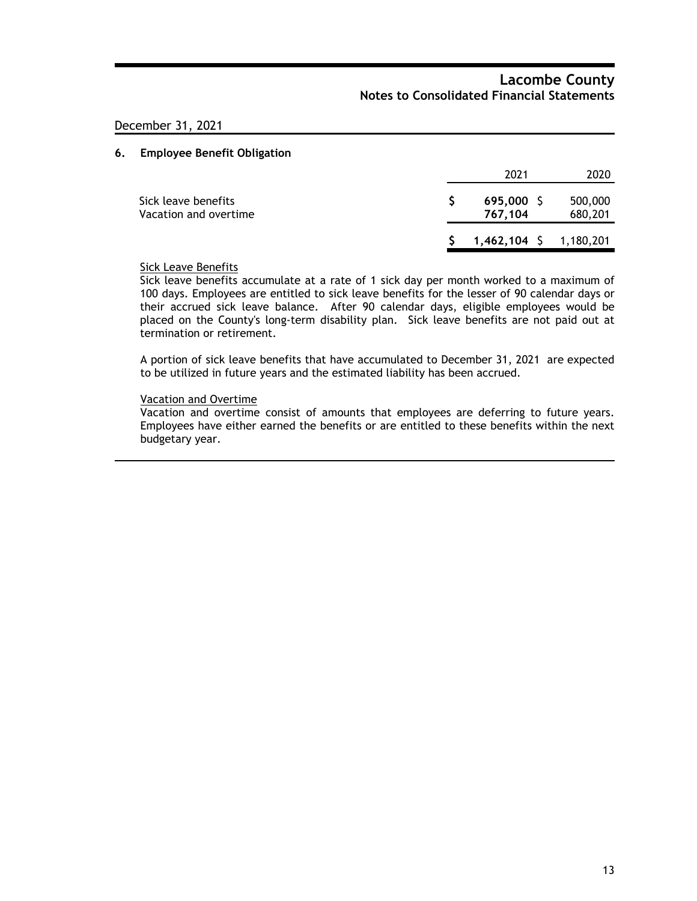December 31, 2021

## 6. Employee Benefit Obligation

| | 2021 | 2020 |
|---|---|---|
| Sick leave benefits | $ **695,000** | $ 500,000 |
| Vacation and overtime | **767,104** | 680,201 |
| | $ **1,462,104** | $ 1,180,201 |

Sick Leave Benefits

Sick leave benefits accumulate at a rate of 1 sick day per month worked to a maximum of 100 days. Employees are entitled to sick leave benefits for the lesser of 90 calendar days or their accrued sick leave balance. After 90 calendar days, eligible employees would be placed on the County's long-term disability plan. Sick leave benefits are not paid out at termination or retirement.

A portion of sick leave benefits that have accumulated to December 31, 2021 are expected to be utilized in future years and the estimated liability has been accrued.

Vacation and Overtime

Vacation and overtime consist of amounts that employees are deferring to future years. Employees have either earned the benefits or are entitled to these benefits within the next budgetary year.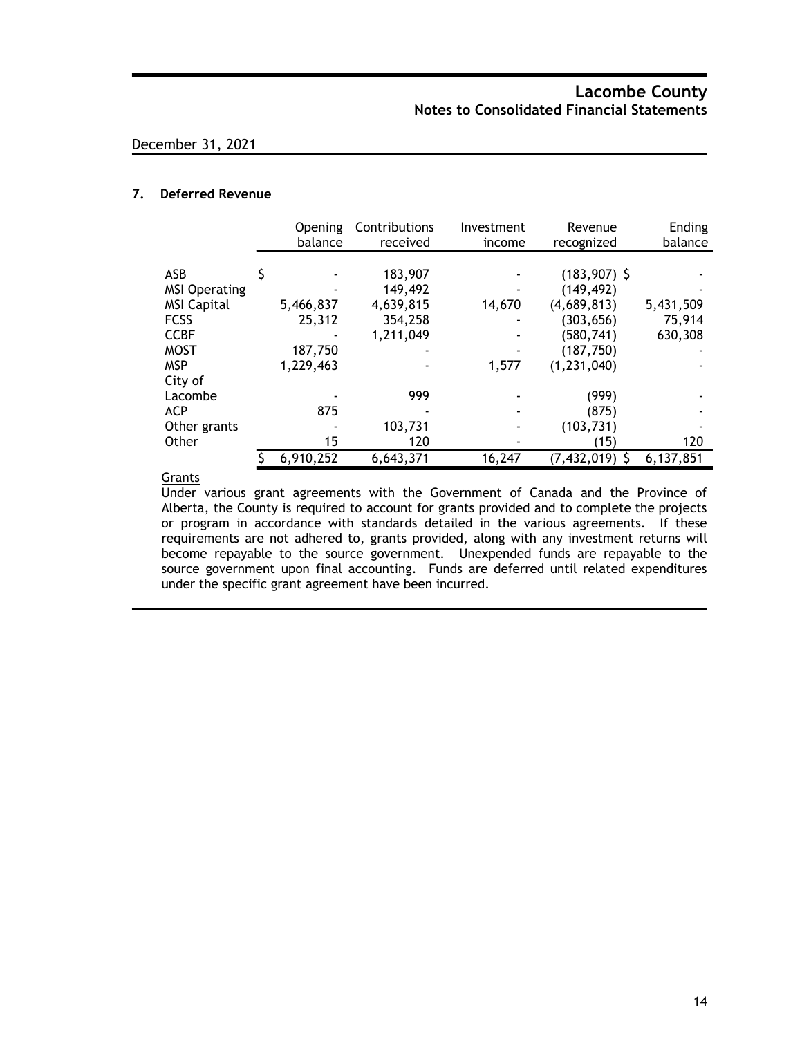December 31, 2021

## 7. Deferred Revenue

| | Opening balance | Contributions received | Investment income | Revenue recognized | Ending balance |
|---|---|---|---|---|---|
| ASB | $ - | 183,907 | - | (183,907) $ | - |
| MSI Operating | - | 149,492 | - | (149,492) | - |
| MSI Capital | 5,466,837 | 4,639,815 | 14,670 | (4,689,813) | 5,431,509 |
| FCSS | 25,312 | 354,258 | - | (303,656) | 75,914 |
| CCBF | - | 1,211,049 | - | (580,741) | 630,308 |
| MOST | 187,750 | - | - | (187,750) | - |
| MSP | 1,229,463 | - | 1,577 | (1,231,040) | - |
| City of Lacombe | - | 999 | - | (999) | - |
| ACP | 875 | - | - | (875) | - |
| Other grants | - | 103,731 | - | (103,731) | - |
| Other | 15 | 120 | - | (15) | 120 |
| | $ 6,910,252 | 6,643,371 | 16,247 | (7,432,019) $ | 6,137,851 |

Grants

Under various grant agreements with the Government of Canada and the Province of Alberta, the County is required to account for grants provided and to complete the projects or program in accordance with standards detailed in the various agreements. If these requirements are not adhered to, grants provided, along with any investment returns will become repayable to the source government. Unexpended funds are repayable to the source government upon final accounting. Funds are deferred until related expenditures under the specific grant agreement have been incurred.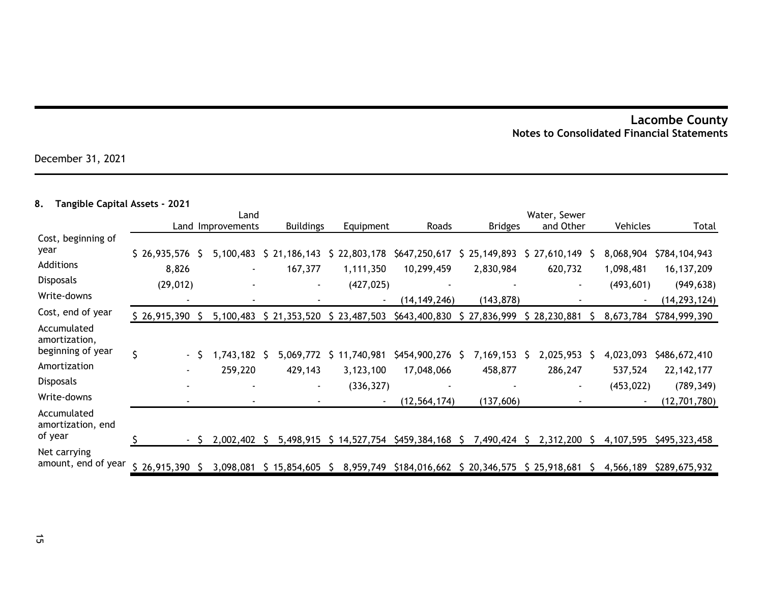December 31, 2021

**8. Tangible Capital Assets - 2021**

| | Land | Land Improvements | Buildings | Equipment | Roads | Bridges | Water, Sewer and Other | Vehicles | Total |
|---|---|---|---|---|---|---|---|---|---|
| Cost, beginning of year | $ 26,935,576 | $ 5,100,483 | $ 21,186,143 | $ 22,803,178 | $647,250,617 | $ 25,149,893 | $ 27,610,149 | $ 8,068,904 | $784,104,943 |
| Additions | 8,826 | - | 167,377 | 1,111,350 | 10,299,459 | 2,830,984 | 620,732 | 1,098,481 | 16,137,209 |
| Disposals | (29,012) | - | - | (427,025) | - | - | - | (493,601) | (949,638) |
| Write-downs | - | - | - | - | (14,149,246) | (143,878) | - | - | (14,293,124) |
| Cost, end of year | $ 26,915,390 | $ 5,100,483 | $ 21,353,520 | $ 23,487,503 | $643,400,830 | $ 27,836,999 | $ 28,230,881 | $ 8,673,784 | $784,999,390 |
| Accumulated amortization, beginning of year | $ - | $ 1,743,182 | $ 5,069,772 | $ 11,740,981 | $454,900,276 | $ 7,169,153 | $ 2,025,953 | $ 4,023,093 | $486,672,410 |
| Amortization | - | 259,220 | 429,143 | 3,123,100 | 17,048,066 | 458,877 | 286,247 | 537,524 | 22,142,177 |
| Disposals | - | - | - | (336,327) | - | - | - | (453,022) | (789,349) |
| Write-downs | - | - | - | - | (12,564,174) | (137,606) | - | - | (12,701,780) |
| Accumulated amortization, end of year | $ - | $ 2,002,402 | $ 5,498,915 | $ 14,527,754 | $459,384,168 | $ 7,490,424 | $ 2,312,200 | $ 4,107,595 | $495,323,458 |
| Net carrying amount, end of year | $ 26,915,390 | $ 3,098,081 | $ 15,854,605 | $ 8,959,749 | $184,016,662 | $ 20,346,575 | $ 25,918,681 | $ 4,566,189 | $289,675,932 |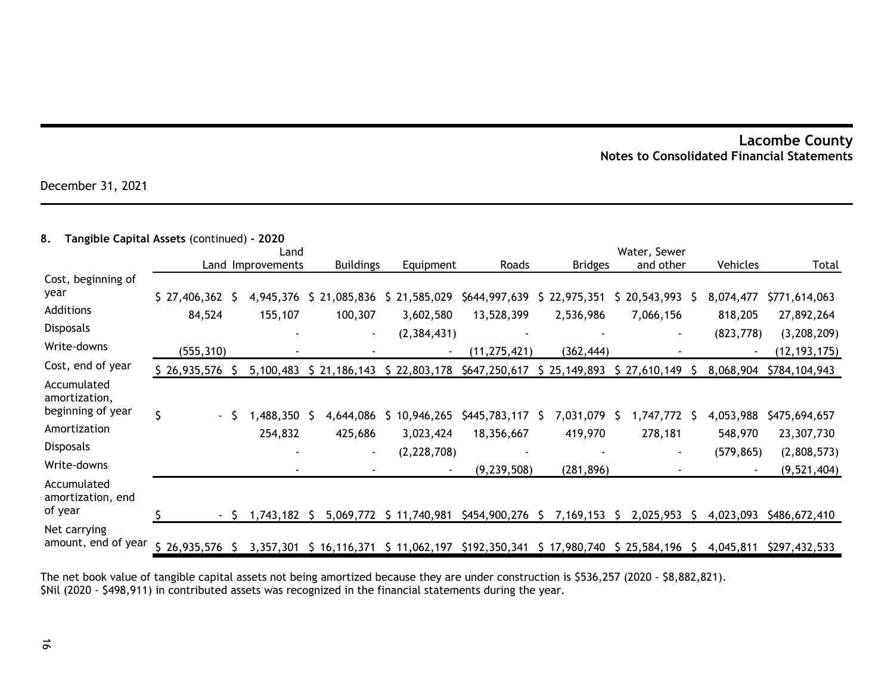**Lacombe County**
**Notes to Consolidated Financial Statements**

December 31, 2021

### 8. Tangible Capital Assets (continued) - 2020

| | Land | Land Improvements | Buildings | Equipment | Roads | Bridges | Water, Sewer and other | Vehicles | Total |
|---|---|---|---|---|---|---|---|---|---|
| Cost, beginning of year | $ 27,406,362 | $ 4,945,376 | $ 21,085,836 | $ 21,585,029 | $644,997,639 | $ 22,975,351 | $ 20,543,993 | $ 8,074,477 | $771,614,063 |
| Additions | 84,524 | 155,107 | 100,307 | 3,602,580 | 13,528,399 | 2,536,986 | 7,066,156 | 818,205 | 27,892,264 |
| Disposals | | - | - | (2,384,431) | - | - | - | (823,778) | (3,208,209) |
| Write-downs | (555,310) | - | - | - | (11,275,421) | (362,444) | - | - | (12,193,175) |
| Cost, end of year | $ 26,935,576 | $ 5,100,483 | $ 21,186,143 | $ 22,803,178 | $647,250,617 | $ 25,149,893 | $ 27,610,149 | $ 8,068,904 | $784,104,943 |
| Accumulated amortization, beginning of year | $ - | $ 1,488,350 | $ 4,644,086 | $ 10,946,265 | $445,783,117 | $ 7,031,079 | $ 1,747,772 | $ 4,053,988 | $475,694,657 |
| Amortization | | 254,832 | 425,686 | 3,023,424 | 18,356,667 | 419,970 | 278,181 | 548,970 | 23,307,730 |
| Disposals | | - | - | (2,228,708) | - | - | - | (579,865) | (2,808,573) |
| Write-downs | | - | - | - | (9,239,508) | (281,896) | - | - | (9,521,404) |
| Accumulated amortization, end of year | $ - | $ 1,743,182 | $ 5,069,772 | $ 11,740,981 | $454,900,276 | $ 7,169,153 | $ 2,025,953 | $ 4,023,093 | $486,672,410 |
| Net carrying amount, end of year | $ 26,935,576 | $ 3,357,301 | $ 16,116,371 | $ 11,062,197 | $192,350,341 | $ 17,980,740 | $ 25,584,196 | $ 4,045,811 | $297,432,533 |

The net book value of tangible capital assets not being amortized because they are under construction is $536,257 (2020 - $8,882,821).
$Nil (2020 - $498,911) in contributed assets was recognized in the financial statements during the year.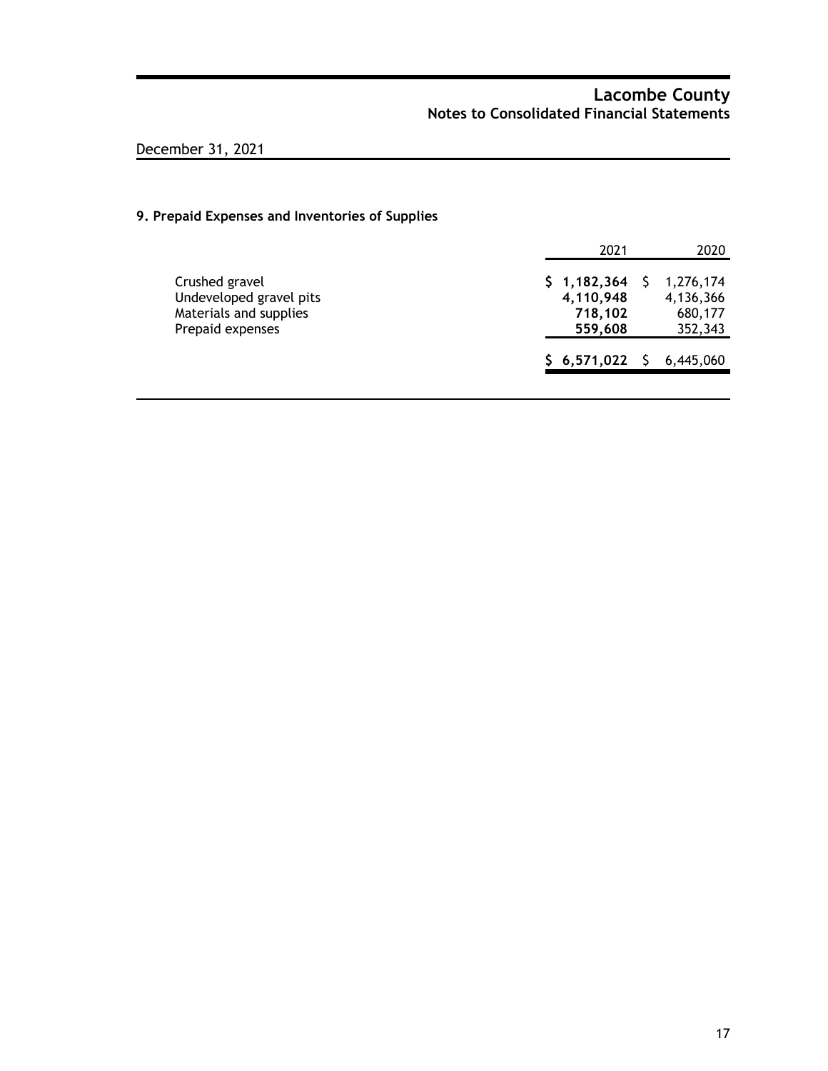December 31, 2021

### 9. Prepaid Expenses and Inventories of Supplies

| | 2021 | 2020 |
|---|---|---|
| Crushed gravel | **$ 1,182,364** | $ 1,276,174 |
| Undeveloped gravel pits | **4,110,948** | 4,136,366 |
| Materials and supplies | **718,102** | 680,177 |
| Prepaid expenses | **559,608** | 352,343 |
| | **$ 6,571,022** | $ 6,445,060 |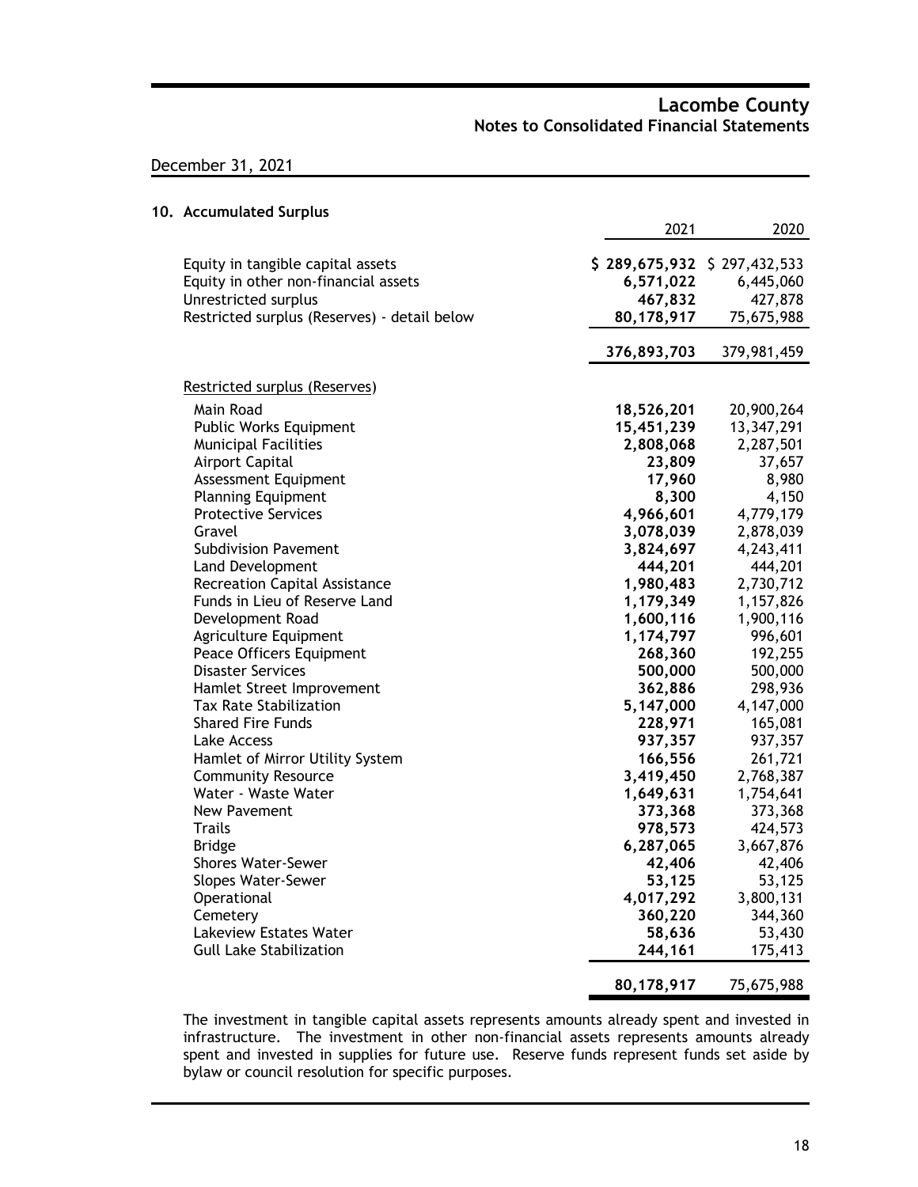# Lacombe County
## Notes to Consolidated Financial Statements

December 31, 2021

### 10. Accumulated Surplus

| | 2021 | 2020 |
|---|---|---|
| Equity in tangible capital assets | **$ 289,675,932** | $ 297,432,533 |
| Equity in other non-financial assets | **6,571,022** | 6,445,060 |
| Unrestricted surplus | **467,832** | 427,878 |
| Restricted surplus (Reserves) - detail below | **80,178,917** | 75,675,988 |
| | **376,893,703** | 379,981,459 |

| Restricted surplus (Reserves) | 2021 | 2020 |
|---|---|---|
| Main Road | **18,526,201** | 20,900,264 |
| Public Works Equipment | **15,451,239** | 13,347,291 |
| Municipal Facilities | **2,808,068** | 2,287,501 |
| Airport Capital | **23,809** | 37,657 |
| Assessment Equipment | **17,960** | 8,980 |
| Planning Equipment | **8,300** | 4,150 |
| Protective Services | **4,966,601** | 4,779,179 |
| Gravel | **3,078,039** | 2,878,039 |
| Subdivision Pavement | **3,824,697** | 4,243,411 |
| Land Development | **444,201** | 444,201 |
| Recreation Capital Assistance | **1,980,483** | 2,730,712 |
| Funds in Lieu of Reserve Land | **1,179,349** | 1,157,826 |
| Development Road | **1,600,116** | 1,900,116 |
| Agriculture Equipment | **1,174,797** | 996,601 |
| Peace Officers Equipment | **268,360** | 192,255 |
| Disaster Services | **500,000** | 500,000 |
| Hamlet Street Improvement | **362,886** | 298,936 |
| Tax Rate Stabilization | **5,147,000** | 4,147,000 |
| Shared Fire Funds | **228,971** | 165,081 |
| Lake Access | **937,357** | 937,357 |
| Hamlet of Mirror Utility System | **166,556** | 261,721 |
| Community Resource | **3,419,450** | 2,768,387 |
| Water - Waste Water | **1,649,631** | 1,754,641 |
| New Pavement | **373,368** | 373,368 |
| Trails | **978,573** | 424,573 |
| Bridge | **6,287,065** | 3,667,876 |
| Shores Water-Sewer | **42,406** | 42,406 |
| Slopes Water-Sewer | **53,125** | 53,125 |
| Operational | **4,017,292** | 3,800,131 |
| Cemetery | **360,220** | 344,360 |
| Lakeview Estates Water | **58,636** | 53,430 |
| Gull Lake Stabilization | **244,161** | 175,413 |
| | **80,178,917** | 75,675,988 |

The investment in tangible capital assets represents amounts already spent and invested in infrastructure. The investment in other non-financial assets represents amounts already spent and invested in supplies for future use. Reserve funds represent funds set aside by bylaw or council resolution for specific purposes.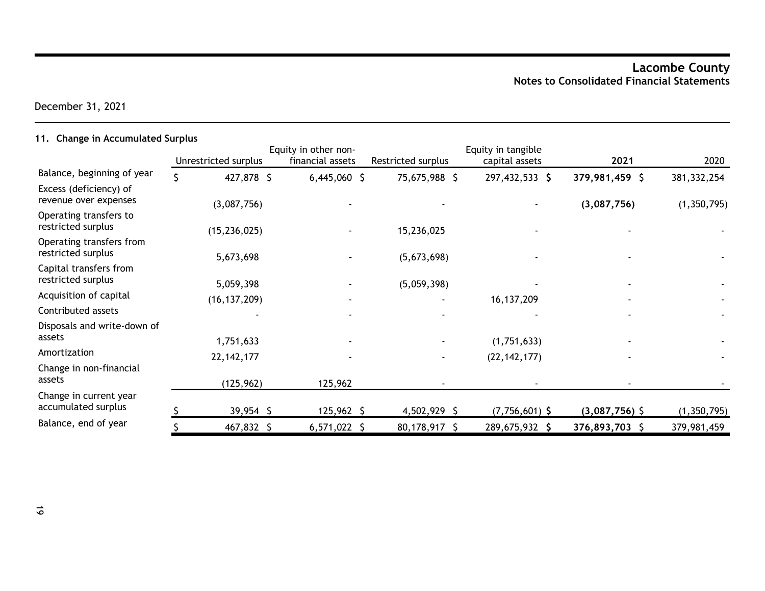December 31, 2021

### 11. Change in Accumulated Surplus

| | Unrestricted surplus | Equity in other non-financial assets | Restricted surplus | Equity in tangible capital assets | **2021** | 2020 |
|---|---|---|---|---|---|---|
| Balance, beginning of year | $ 427,878 | $ 6,445,060 | $ 75,675,988 | $ 297,432,533 | **$ 379,981,459** | $ 381,332,254 |
| Excess (deficiency) of revenue over expenses | (3,087,756) | - | - | - | **(3,087,756)** | (1,350,795) |
| Operating transfers to restricted surplus | (15,236,025) | - | 15,236,025 | - | - | - |
| Operating transfers from restricted surplus | 5,673,698 | - | (5,673,698) | - | - | - |
| Capital transfers from restricted surplus | 5,059,398 | - | (5,059,398) | - | - | - |
| Acquisition of capital | (16,137,209) | - | - | 16,137,209 | - | - |
| Contributed assets | - | - | - | - | - | - |
| Disposals and write-down of assets | 1,751,633 | - | - | (1,751,633) | - | - |
| Amortization | 22,142,177 | - | - | (22,142,177) | - | - |
| Change in non-financial assets | (125,962) | 125,962 | - | - | - | - |
| Change in current year accumulated surplus | $ 39,954 | $ 125,962 | $ 4,502,929 | $ (7,756,601) | **$ (3,087,756)** | $ (1,350,795) |
| Balance, end of year | $ 467,832 | $ 6,571,022 | $ 80,178,917 | $ 289,675,932 | **$ 376,893,703** | $ 379,981,459 |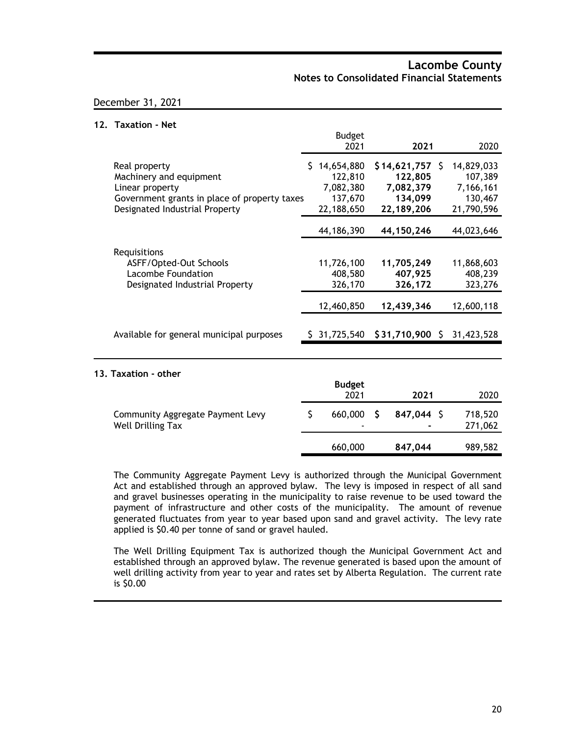December 31, 2021

## 12. Taxation - Net

| | Budget 2021 | **2021** | 2020 |
|---|---|---|---|
| Real property | $ 14,654,880 | **$ 14,621,757** | $ 14,829,033 |
| Machinery and equipment | 122,810 | **122,805** | 107,389 |
| Linear property | 7,082,380 | **7,082,379** | 7,166,161 |
| Government grants in place of property taxes | 137,670 | **134,099** | 130,467 |
| Designated Industrial Property | 22,188,650 | **22,189,206** | 21,790,596 |
| | 44,186,390 | **44,150,246** | 44,023,646 |
| Requisitions | | | |
| ASFF/Opted-Out Schools | 11,726,100 | **11,705,249** | 11,868,603 |
| Lacombe Foundation | 408,580 | **407,925** | 408,239 |
| Designated Industrial Property | 326,170 | **326,172** | 323,276 |
| | 12,460,850 | **12,439,346** | 12,600,118 |
| Available for general municipal purposes | $ 31,725,540 | **$ 31,710,900** | $ 31,423,528 |

## 13. Taxation - other

| | **Budget** 2021 | **2021** | 2020 |
|---|---|---|---|
| Community Aggregate Payment Levy | $ 660,000 | **$ 847,044** | $ 718,520 |
| Well Drilling Tax | - | **-** | 271,062 |
| | 660,000 | **847,044** | 989,582 |

The Community Aggregate Payment Levy is authorized through the Municipal Government Act and established through an approved bylaw. The levy is imposed in respect of all sand and gravel businesses operating in the municipality to raise revenue to be used toward the payment of infrastructure and other costs of the municipality. The amount of revenue generated fluctuates from year to year based upon sand and gravel activity. The levy rate applied is $0.40 per tonne of sand or gravel hauled.

The Well Drilling Equipment Tax is authorized though the Municipal Government Act and established through an approved bylaw. The revenue generated is based upon the amount of well drilling activity from year to year and rates set by Alberta Regulation. The current rate is $0.00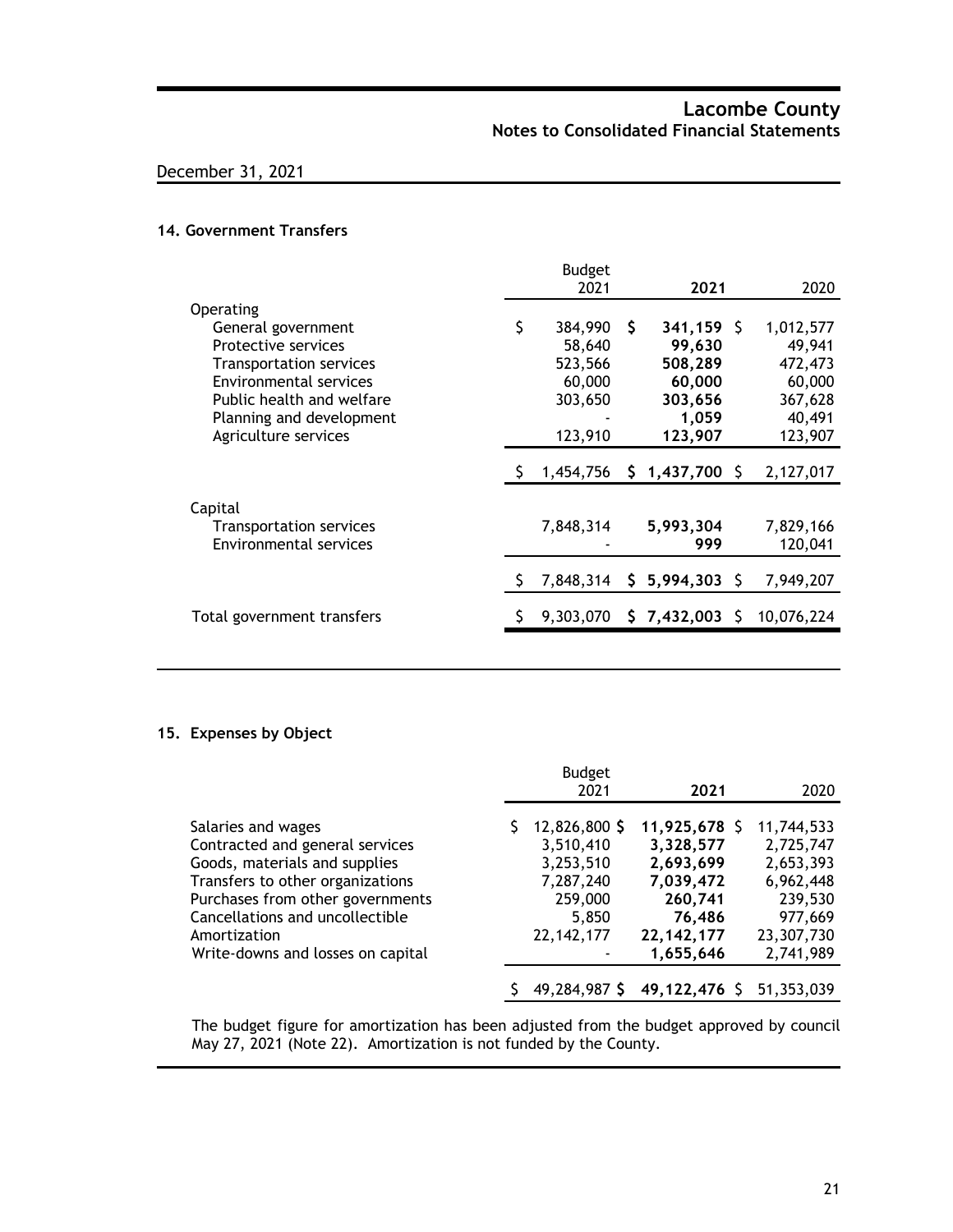## 14. Government Transfers

| | Budget 2021 | **2021** | 2020 |
|---|---|---|---|
| Operating | | | |
| General government | $ 384,990 | **$ 341,159** | $ 1,012,577 |
| Protective services | 58,640 | **99,630** | 49,941 |
| Transportation services | 523,566 | **508,289** | 472,473 |
| Environmental services | 60,000 | **60,000** | 60,000 |
| Public health and welfare | 303,650 | **303,656** | 367,628 |
| Planning and development | - | **1,059** | 40,491 |
| Agriculture services | 123,910 | **123,907** | 123,907 |
| | $ 1,454,756 | **$ 1,437,700** | $ 2,127,017 |
| Capital | | | |
| Transportation services | 7,848,314 | **5,993,304** | 7,829,166 |
| Environmental services | - | **999** | 120,041 |
| | $ 7,848,314 | **$ 5,994,303** | $ 7,949,207 |
| Total government transfers | $ 9,303,070 | **$ 7,432,003** | $ 10,076,224 |

## 15. Expenses by Object

| | Budget 2021 | **2021** | 2020 |
|---|---|---|---|
| Salaries and wages | $ 12,826,800 | **$ 11,925,678** | $ 11,744,533 |
| Contracted and general services | 3,510,410 | **3,328,577** | 2,725,747 |
| Goods, materials and supplies | 3,253,510 | **2,693,699** | 2,653,393 |
| Transfers to other organizations | 7,287,240 | **7,039,472** | 6,962,448 |
| Purchases from other governments | 259,000 | **260,741** | 239,530 |
| Cancellations and uncollectible | 5,850 | **76,486** | 977,669 |
| Amortization | 22,142,177 | **22,142,177** | 23,307,730 |
| Write-downs and losses on capital | - | **1,655,646** | 2,741,989 |
| | $ 49,284,987 | **$ 49,122,476** | $ 51,353,039 |

The budget figure for amortization has been adjusted from the budget approved by council May 27, 2021 (Note 22). Amortization is not funded by the County.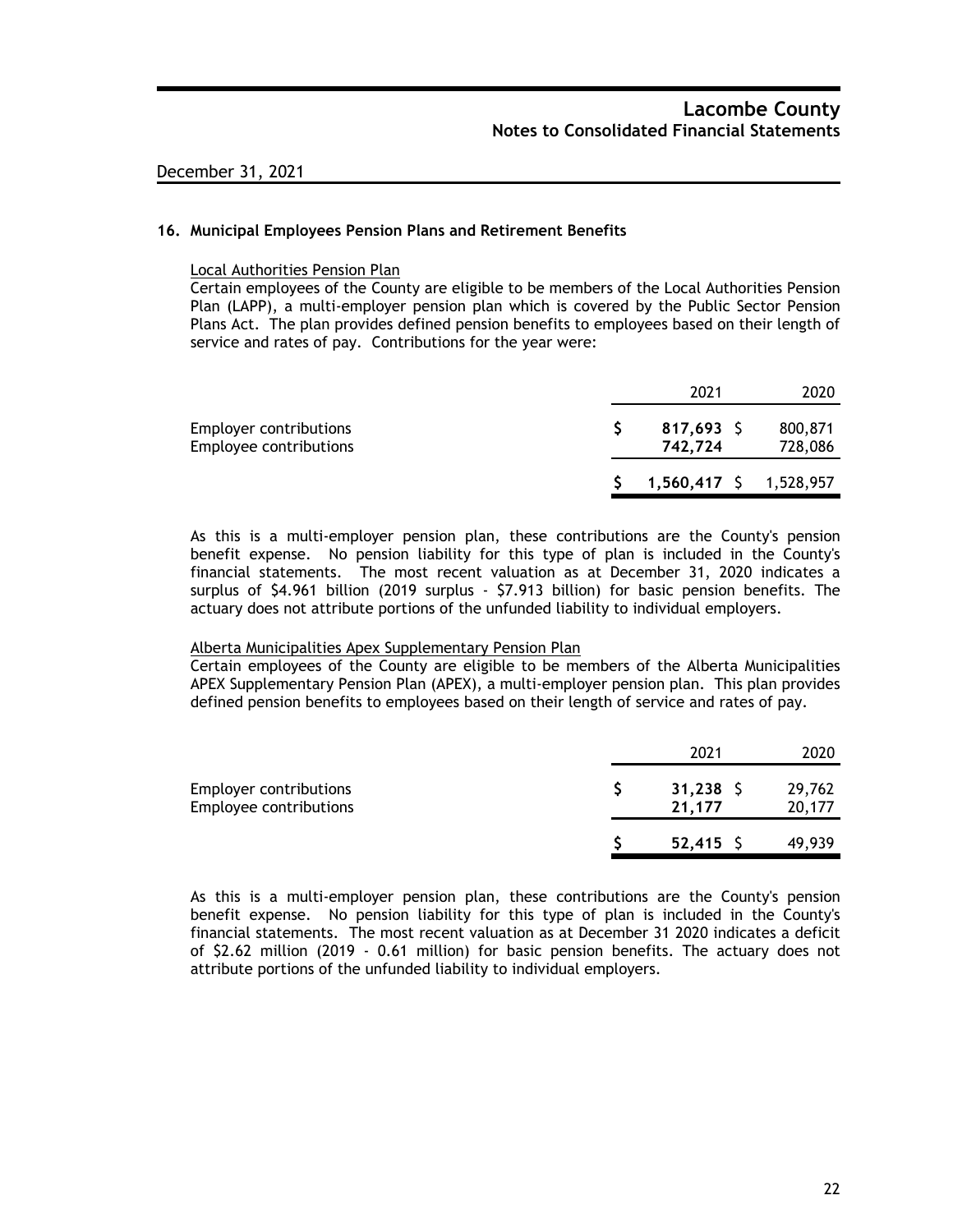## 16. Municipal Employees Pension Plans and Retirement Benefits

Local Authorities Pension Plan

Certain employees of the County are eligible to be members of the Local Authorities Pension Plan (LAPP), a multi-employer pension plan which is covered by the Public Sector Pension Plans Act. The plan provides defined pension benefits to employees based on their length of service and rates of pay. Contributions for the year were:

| | 2021 | 2020 |
|---|---|---|
| Employer contributions | $ **817,693** | $ 800,871 |
| Employee contributions | **742,724** | 728,086 |
| | $ **1,560,417** | $ 1,528,957 |

As this is a multi-employer pension plan, these contributions are the County's pension benefit expense. No pension liability for this type of plan is included in the County's financial statements. The most recent valuation as at December 31, 2020 indicates a surplus of $4.961 billion (2019 surplus - $7.913 billion) for basic pension benefits. The actuary does not attribute portions of the unfunded liability to individual employers.

Alberta Municipalities Apex Supplementary Pension Plan

Certain employees of the County are eligible to be members of the Alberta Municipalities APEX Supplementary Pension Plan (APEX), a multi-employer pension plan. This plan provides defined pension benefits to employees based on their length of service and rates of pay.

| | 2021 | 2020 |
|---|---|---|
| Employer contributions | $ **31,238** | $ 29,762 |
| Employee contributions | **21,177** | 20,177 |
| | $ **52,415** | $ 49,939 |

As this is a multi-employer pension plan, these contributions are the County's pension benefit expense. No pension liability for this type of plan is included in the County's financial statements. The most recent valuation as at December 31 2020 indicates a deficit of $2.62 million (2019 - 0.61 million) for basic pension benefits. The actuary does not attribute portions of the unfunded liability to individual employers.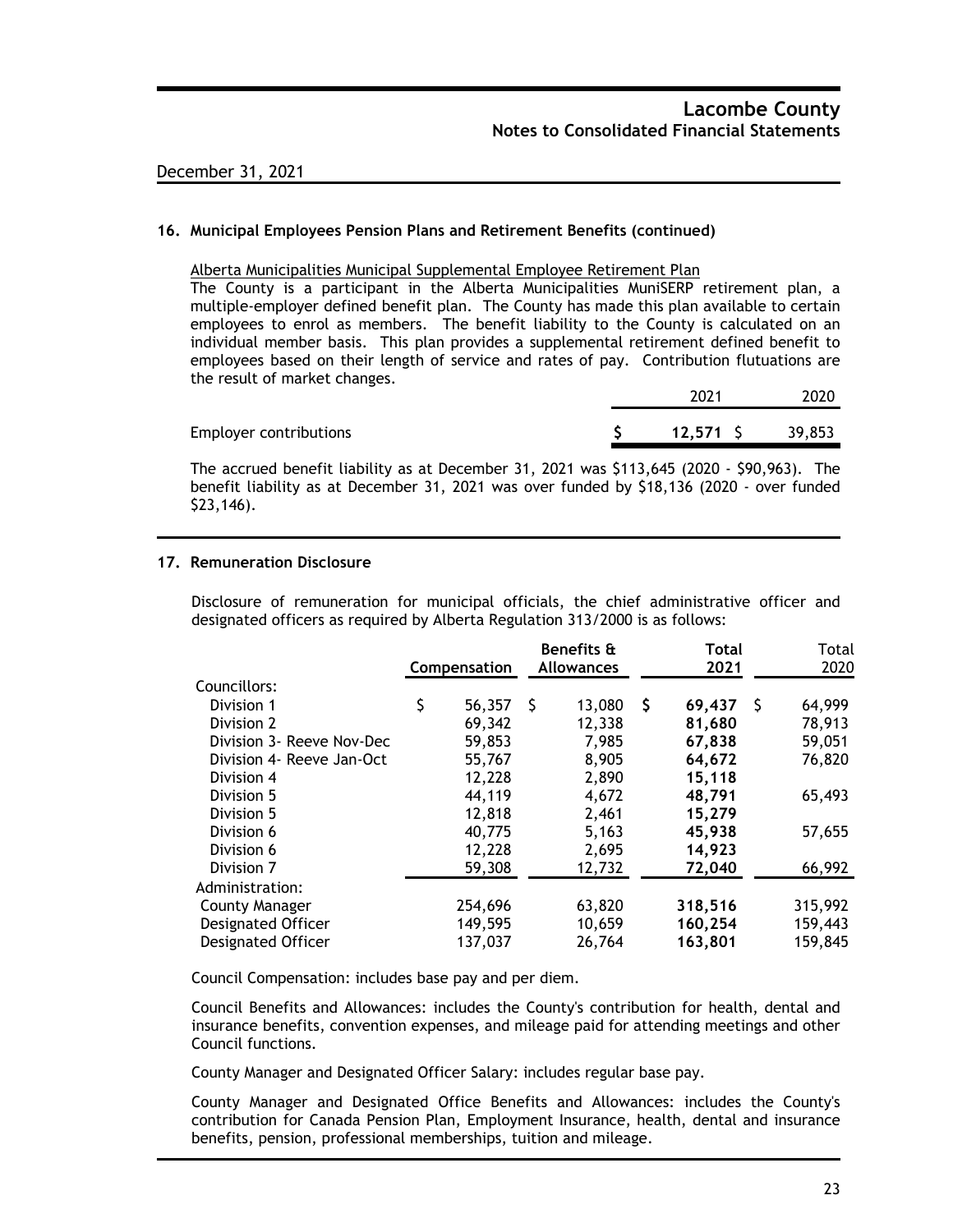## 16. Municipal Employees Pension Plans and Retirement Benefits (continued)

Alberta Municipalities Municipal Supplemental Employee Retirement Plan

The County is a participant in the Alberta Municipalities MuniSERP retirement plan, a multiple-employer defined benefit plan. The County has made this plan available to certain employees to enrol as members. The benefit liability to the County is calculated on an individual member basis. This plan provides a supplemental retirement defined benefit to employees based on their length of service and rates of pay. Contribution flutuations are the result of market changes.

| | 2021 | 2020 |
|---|---|---|
| Employer contributions | $ **12,571** | $ 39,853 |

The accrued benefit liability as at December 31, 2021 was $113,645 (2020 - $90,963). The benefit liability as at December 31, 2021 was over funded by $18,136 (2020 - over funded $23,146).

## 17. Remuneration Disclosure

Disclosure of remuneration for municipal officials, the chief administrative officer and designated officers as required by Alberta Regulation 313/2000 is as follows:

| | Compensation | Benefits & Allowances | Total 2021 | Total 2020 |
|---|---|---|---|---|
| Councillors: | | | | |
| Division 1 | $ 56,357 | $ 13,080 | $ **69,437** | $ 64,999 |
| Division 2 | 69,342 | 12,338 | **81,680** | 78,913 |
| Division 3- Reeve Nov-Dec | 59,853 | 7,985 | **67,838** | 59,051 |
| Division 4- Reeve Jan-Oct | 55,767 | 8,905 | **64,672** | 76,820 |
| Division 4 | 12,228 | 2,890 | **15,118** | |
| Division 5 | 44,119 | 4,672 | **48,791** | 65,493 |
| Division 5 | 12,818 | 2,461 | **15,279** | |
| Division 6 | 40,775 | 5,163 | **45,938** | 57,655 |
| Division 6 | 12,228 | 2,695 | **14,923** | |
| Division 7 | 59,308 | 12,732 | **72,040** | 66,992 |
| Administration: | | | | |
| County Manager | 254,696 | 63,820 | **318,516** | 315,992 |
| Designated Officer | 149,595 | 10,659 | **160,254** | 159,443 |
| Designated Officer | 137,037 | 26,764 | **163,801** | 159,845 |

Council Compensation: includes base pay and per diem.

Council Benefits and Allowances: includes the County's contribution for health, dental and insurance benefits, convention expenses, and mileage paid for attending meetings and other Council functions.

County Manager and Designated Officer Salary: includes regular base pay.

County Manager and Designated Office Benefits and Allowances: includes the County's contribution for Canada Pension Plan, Employment Insurance, health, dental and insurance benefits, pension, professional memberships, tuition and mileage.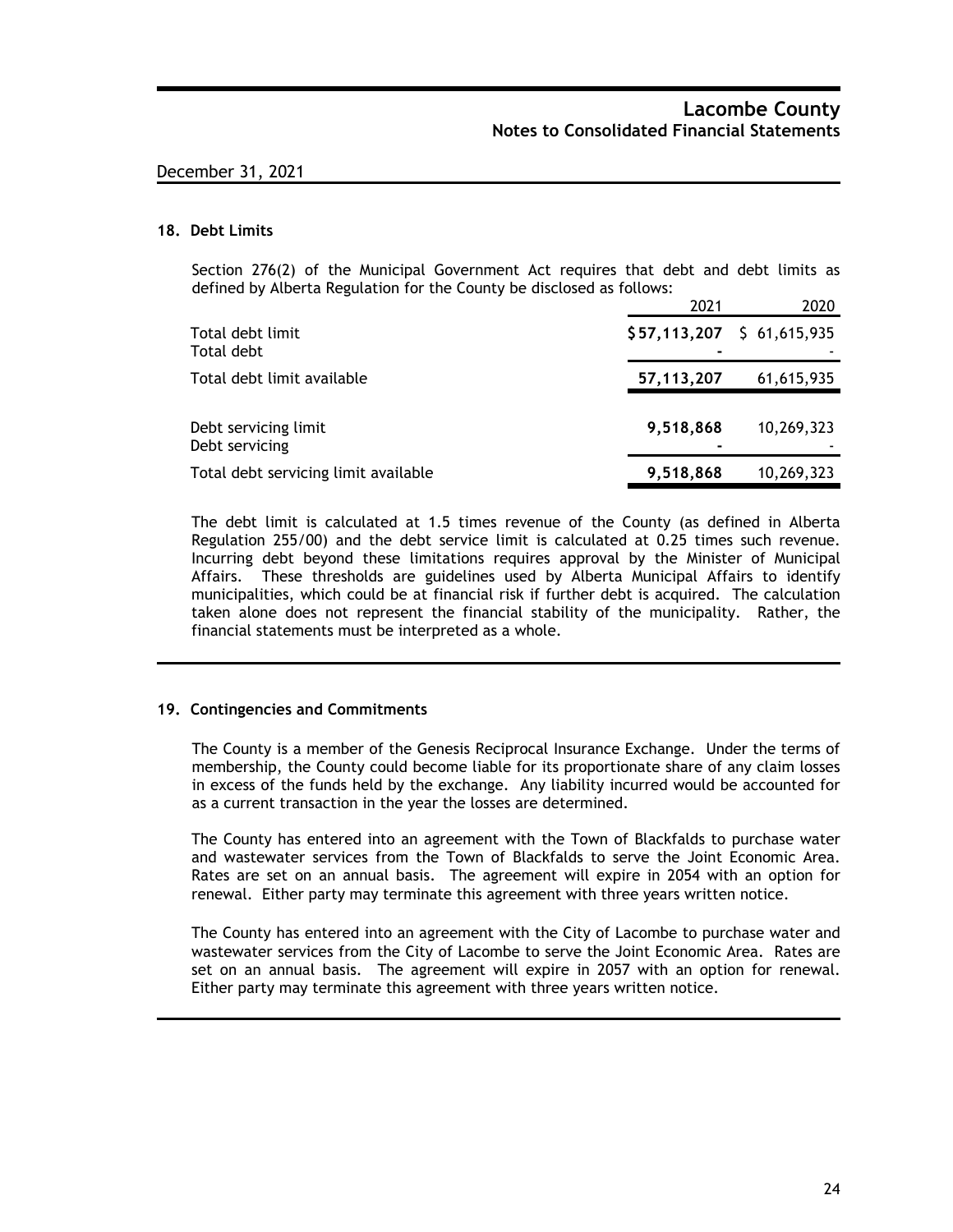## 18. Debt Limits

Section 276(2) of the Municipal Government Act requires that debt and debt limits as defined by Alberta Regulation for the County be disclosed as follows:

| | 2021 | 2020 |
|---|---|---|
| Total debt limit | **$57,113,207** | $ 61,615,935 |
| Total debt | **-** | - |
| Total debt limit available | **57,113,207** | 61,615,935 |
| | | |
| Debt servicing limit | **9,518,868** | 10,269,323 |
| Debt servicing | **-** | - |
| Total debt servicing limit available | **9,518,868** | 10,269,323 |

The debt limit is calculated at 1.5 times revenue of the County (as defined in Alberta Regulation 255/00) and the debt service limit is calculated at 0.25 times such revenue. Incurring debt beyond these limitations requires approval by the Minister of Municipal Affairs. These thresholds are guidelines used by Alberta Municipal Affairs to identify municipalities, which could be at financial risk if further debt is acquired. The calculation taken alone does not represent the financial stability of the municipality. Rather, the financial statements must be interpreted as a whole.

## 19. Contingencies and Commitments

The County is a member of the Genesis Reciprocal Insurance Exchange. Under the terms of membership, the County could become liable for its proportionate share of any claim losses in excess of the funds held by the exchange. Any liability incurred would be accounted for as a current transaction in the year the losses are determined.

The County has entered into an agreement with the Town of Blackfalds to purchase water and wastewater services from the Town of Blackfalds to serve the Joint Economic Area. Rates are set on an annual basis. The agreement will expire in 2054 with an option for renewal. Either party may terminate this agreement with three years written notice.

The County has entered into an agreement with the City of Lacombe to purchase water and wastewater services from the City of Lacombe to serve the Joint Economic Area. Rates are set on an annual basis. The agreement will expire in 2057 with an option for renewal. Either party may terminate this agreement with three years written notice.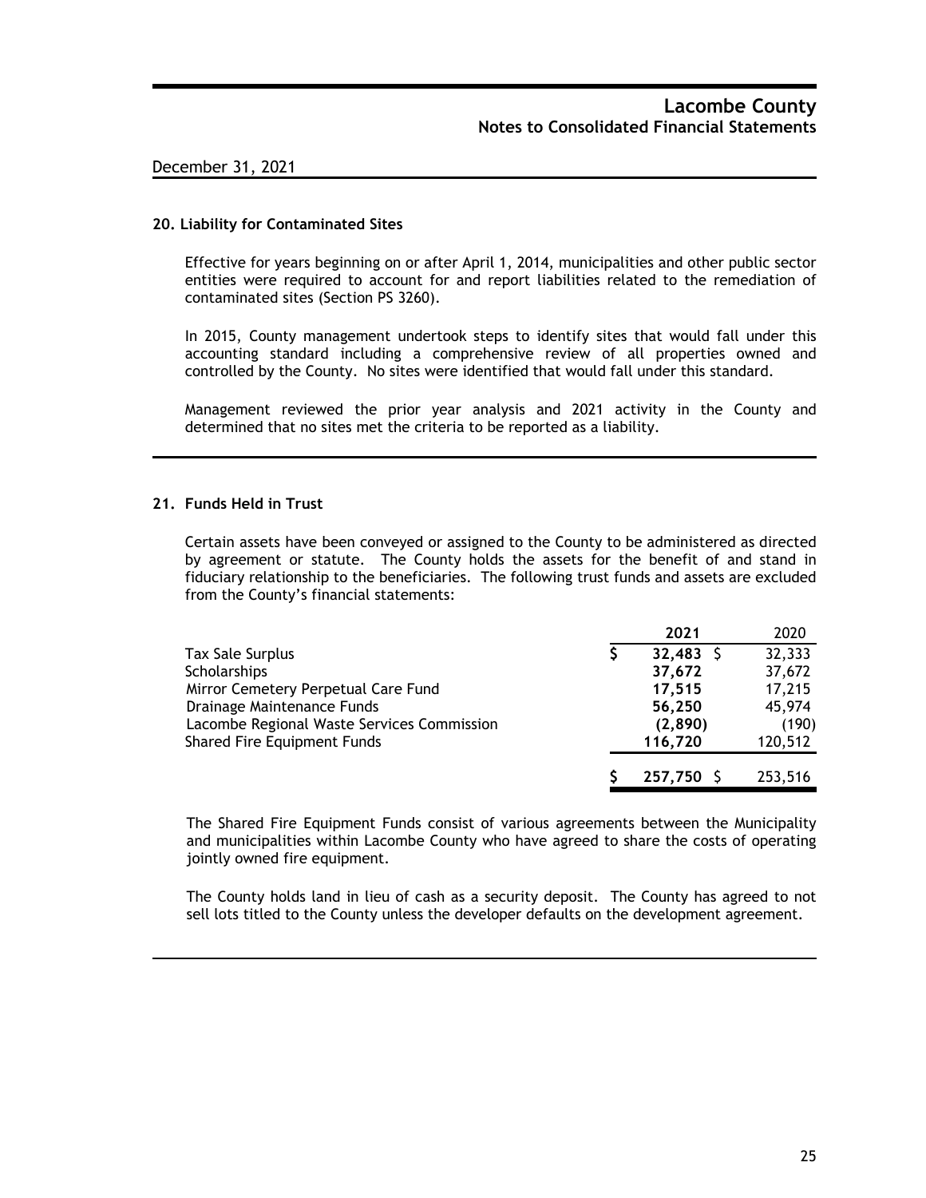December 31, 2021

### 20. Liability for Contaminated Sites

Effective for years beginning on or after April 1, 2014, municipalities and other public sector entities were required to account for and report liabilities related to the remediation of contaminated sites (Section PS 3260).

In 2015, County management undertook steps to identify sites that would fall under this accounting standard including a comprehensive review of all properties owned and controlled by the County. No sites were identified that would fall under this standard.

Management reviewed the prior year analysis and 2021 activity in the County and determined that no sites met the criteria to be reported as a liability.

### 21. Funds Held in Trust

Certain assets have been conveyed or assigned to the County to be administered as directed by agreement or statute. The County holds the assets for the benefit of and stand in fiduciary relationship to the beneficiaries. The following trust funds and assets are excluded from the County's financial statements:

| | **2021** | 2020 |
|---|---|---|
| Tax Sale Surplus | $ **32,483** | $ 32,333 |
| Scholarships | **37,672** | 37,672 |
| Mirror Cemetery Perpetual Care Fund | **17,515** | 17,215 |
| Drainage Maintenance Funds | **56,250** | 45,974 |
| Lacombe Regional Waste Services Commission | **(2,890)** | (190) |
| Shared Fire Equipment Funds | **116,720** | 120,512 |
| | $ **257,750** | $ 253,516 |

The Shared Fire Equipment Funds consist of various agreements between the Municipality and municipalities within Lacombe County who have agreed to share the costs of operating jointly owned fire equipment.

The County holds land in lieu of cash as a security deposit. The County has agreed to not sell lots titled to the County unless the developer defaults on the development agreement.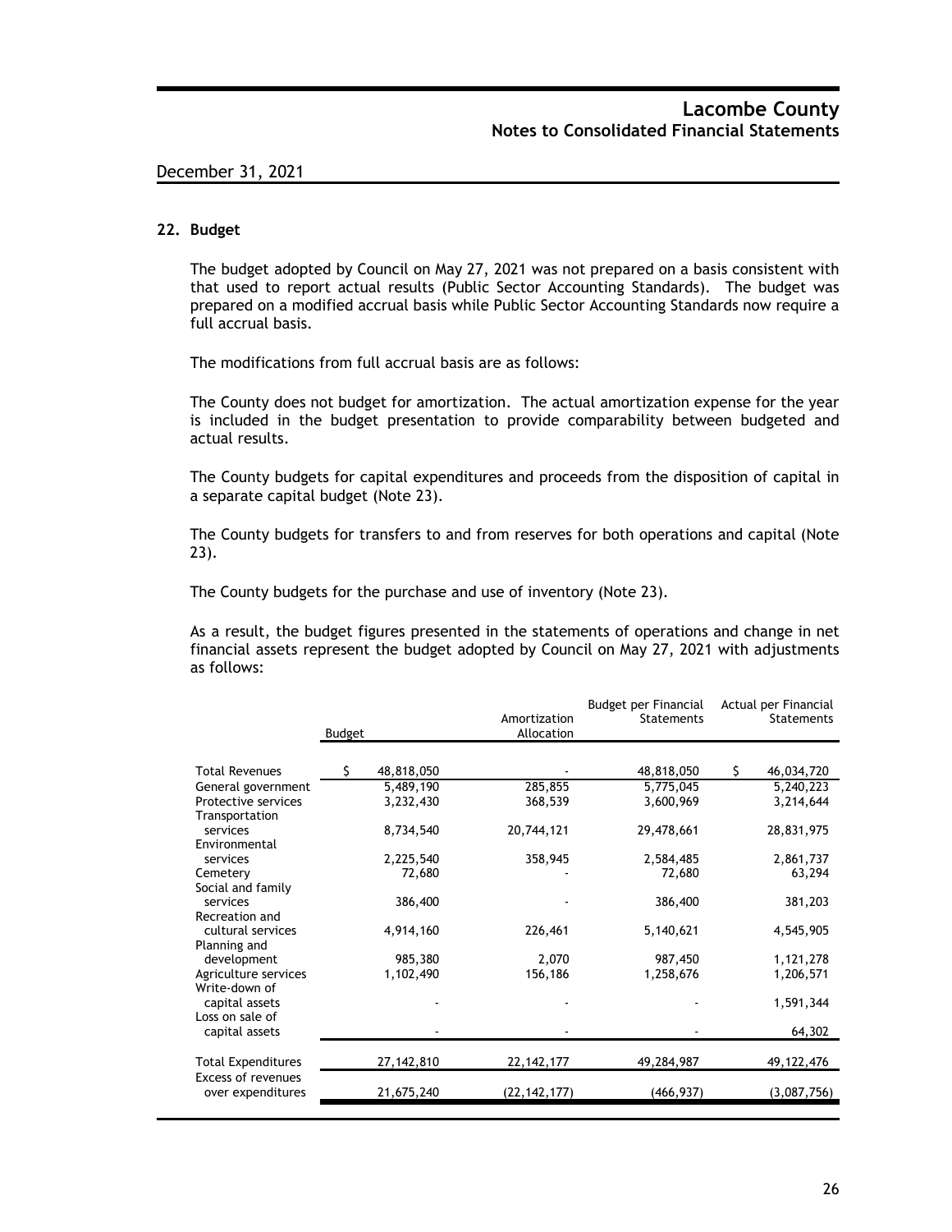## 22. Budget

The budget adopted by Council on May 27, 2021 was not prepared on a basis consistent with that used to report actual results (Public Sector Accounting Standards). The budget was prepared on a modified accrual basis while Public Sector Accounting Standards now require a full accrual basis.

The modifications from full accrual basis are as follows:

The County does not budget for amortization. The actual amortization expense for the year is included in the budget presentation to provide comparability between budgeted and actual results.

The County budgets for capital expenditures and proceeds from the disposition of capital in a separate capital budget (Note 23).

The County budgets for transfers to and from reserves for both operations and capital (Note 23).

The County budgets for the purchase and use of inventory (Note 23).

As a result, the budget figures presented in the statements of operations and change in net financial assets represent the budget adopted by Council on May 27, 2021 with adjustments as follows:

| | Budget | Amortization Allocation | Budget per Financial Statements | Actual per Financial Statements |
|---|---|---|---|---|
| Total Revenues | $ 48,818,050 | - | 48,818,050 | $ 46,034,720 |
| General government | 5,489,190 | 285,855 | 5,775,045 | 5,240,223 |
| Protective services | 3,232,430 | 368,539 | 3,600,969 | 3,214,644 |
| Transportation services | 8,734,540 | 20,744,121 | 29,478,661 | 28,831,975 |
| Environmental services | 2,225,540 | 358,945 | 2,584,485 | 2,861,737 |
| Cemetery | 72,680 | - | 72,680 | 63,294 |
| Social and family services | 386,400 | - | 386,400 | 381,203 |
| Recreation and cultural services | 4,914,160 | 226,461 | 5,140,621 | 4,545,905 |
| Planning and development | 985,380 | 2,070 | 987,450 | 1,121,278 |
| Agriculture services | 1,102,490 | 156,186 | 1,258,676 | 1,206,571 |
| Write-down of capital assets | - | - | - | 1,591,344 |
| Loss on sale of capital assets | - | - | - | 64,302 |
| Total Expenditures | 27,142,810 | 22,142,177 | 49,284,987 | 49,122,476 |
| Excess of revenues over expenditures | 21,675,240 | (22,142,177) | (466,937) | (3,087,756) |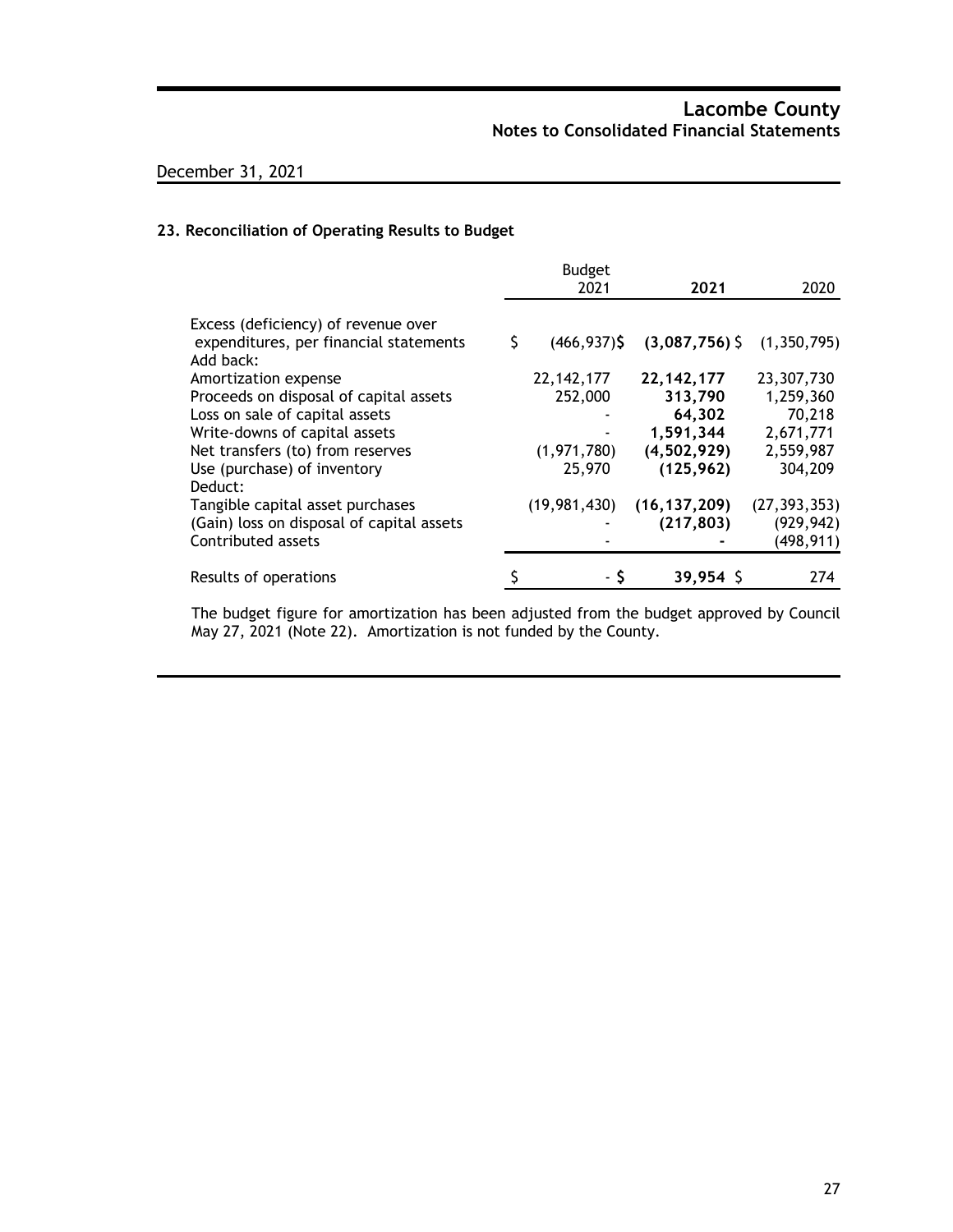Lacombe County
Notes to Consolidated Financial Statements

December 31, 2021

### 23. Reconciliation of Operating Results to Budget

| | Budget 2021 | **2021** | 2020 |
|---|---|---|---|
| Excess (deficiency) of revenue over expenditures, per financial statements | $ (466,937) | **$ (3,087,756)** | $ (1,350,795) |
| Add back: | | | |
| Amortization expense | 22,142,177 | **22,142,177** | 23,307,730 |
| Proceeds on disposal of capital assets | 252,000 | **313,790** | 1,259,360 |
| Loss on sale of capital assets | - | **64,302** | 70,218 |
| Write-downs of capital assets | - | **1,591,344** | 2,671,771 |
| Net transfers (to) from reserves | (1,971,780) | **(4,502,929)** | 2,559,987 |
| Use (purchase) of inventory | 25,970 | **(125,962)** | 304,209 |
| Deduct: | | | |
| Tangible capital asset purchases | (19,981,430) | **(16,137,209)** | (27,393,353) |
| (Gain) loss on disposal of capital assets | - | **(217,803)** | (929,942) |
| Contributed assets | - | **-** | (498,911) |
| Results of operations | $ - | **$ 39,954** | $ 274 |

The budget figure for amortization has been adjusted from the budget approved by Council May 27, 2021 (Note 22). Amortization is not funded by the County.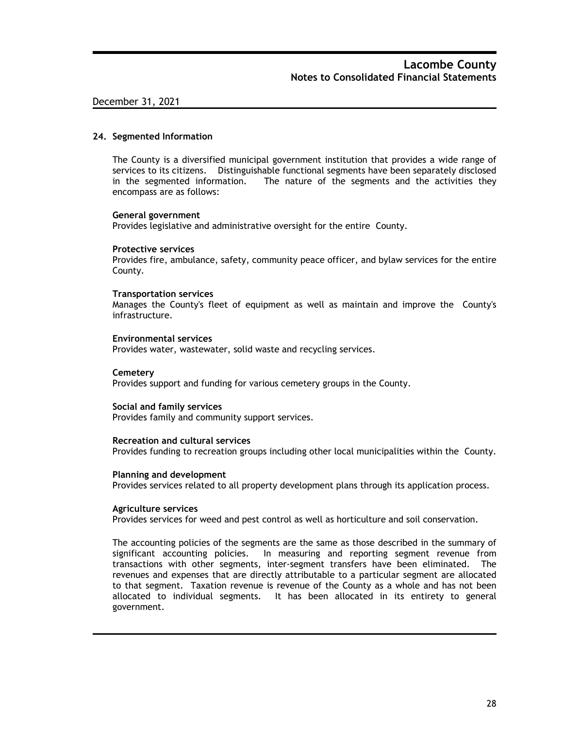December 31, 2021

## 24. Segmented Information

The County is a diversified municipal government institution that provides a wide range of services to its citizens. Distinguishable functional segments have been separately disclosed in the segmented information. The nature of the segments and the activities they encompass are as follows:

**General government**
Provides legislative and administrative oversight for the entire County.

**Protective services**
Provides fire, ambulance, safety, community peace officer, and bylaw services for the entire County.

**Transportation services**
Manages the County's fleet of equipment as well as maintain and improve the County's infrastructure.

**Environmental services**
Provides water, wastewater, solid waste and recycling services.

**Cemetery**
Provides support and funding for various cemetery groups in the County.

**Social and family services**
Provides family and community support services.

**Recreation and cultural services**
Provides funding to recreation groups including other local municipalities within the County.

**Planning and development**
Provides services related to all property development plans through its application process.

**Agriculture services**
Provides services for weed and pest control as well as horticulture and soil conservation.

The accounting policies of the segments are the same as those described in the summary of significant accounting policies. In measuring and reporting segment revenue from transactions with other segments, inter-segment transfers have been eliminated. The revenues and expenses that are directly attributable to a particular segment are allocated to that segment. Taxation revenue is revenue of the County as a whole and has not been allocated to individual segments. It has been allocated in its entirety to general government.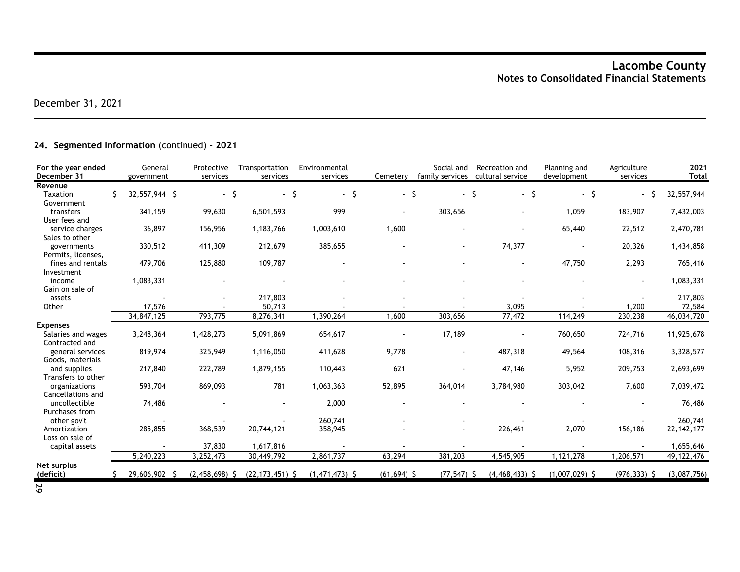December 31, 2021

## 24. Segmented Information (continued) - 2021

| For the year ended December 31 | General government | Protective services | Transportation services | Environmental services | Cemetery | Social and family services | Recreation and cultural service | Planning and development | Agriculture services | 2021 Total |
|---|---|---|---|---|---|---|---|---|---|---|
| **Revenue** | | | | | | | | | | |
| Taxation | $ 32,557,944 | $ - | $ - | $ - | $ - | $ - | $ - | $ - | $ - | $ 32,557,944 |
| Government transfers | 341,159 | 99,630 | 6,501,593 | 999 | - | 303,656 | - | 1,059 | 183,907 | 7,432,003 |
| User fees and service charges | 36,897 | 156,956 | 1,183,766 | 1,003,610 | 1,600 | - | - | 65,440 | 22,512 | 2,470,781 |
| Sales to other governments | 330,512 | 411,309 | 212,679 | 385,655 | - | - | 74,377 | - | 20,326 | 1,434,858 |
| Permits, licenses, fines and rentals | 479,706 | 125,880 | 109,787 | - | - | - | - | 47,750 | 2,293 | 765,416 |
| Investment income | 1,083,331 | - | - | - | - | - | - | - | - | 1,083,331 |
| Gain on sale of assets | - | - | 217,803 | - | - | - | - | - | - | 217,803 |
| Other | 17,576 | - | 50,713 | - | - | - | 3,095 | - | 1,200 | 72,584 |
| | 34,847,125 | 793,775 | 8,276,341 | 1,390,264 | 1,600 | 303,656 | 77,472 | 114,249 | 230,238 | 46,034,720 |
| **Expenses** | | | | | | | | | | |
| Salaries and wages | 3,248,364 | 1,428,273 | 5,091,869 | 654,617 | - | 17,189 | - | 760,650 | 724,716 | 11,925,678 |
| Contracted and general services | 819,974 | 325,949 | 1,116,050 | 411,628 | 9,778 | - | 487,318 | 49,564 | 108,316 | 3,328,577 |
| Goods, materials and supplies | 217,840 | 222,789 | 1,879,155 | 110,443 | 621 | - | 47,146 | 5,952 | 209,753 | 2,693,699 |
| Transfers to other organizations | 593,704 | 869,093 | 781 | 1,063,363 | 52,895 | 364,014 | 3,784,980 | 303,042 | 7,600 | 7,039,472 |
| Cancellations and uncollectible | 74,486 | - | - | 2,000 | - | - | - | - | - | 76,486 |
| Purchases from other gov't | - | - | - | 260,741 | - | - | - | - | - | 260,741 |
| Amortization | 285,855 | 368,539 | 20,744,121 | 358,945 | - | - | 226,461 | 2,070 | 156,186 | 22,142,177 |
| Loss on sale of capital assets | - | 37,830 | 1,617,816 | - | - | - | - | - | - | 1,655,646 |
| | 5,240,223 | 3,252,473 | 30,449,792 | 2,861,737 | 63,294 | 381,203 | 4,545,905 | 1,121,278 | 1,206,571 | 49,122,476 |
| **Net surplus (deficit)** | $ 29,606,902 | $ (2,458,698) | $ (22,173,451) | $ (1,471,473) | $ (61,694) | $ (77,547) | $ (4,468,433) | $ (1,007,029) | $ (976,333) | $ (3,087,756) |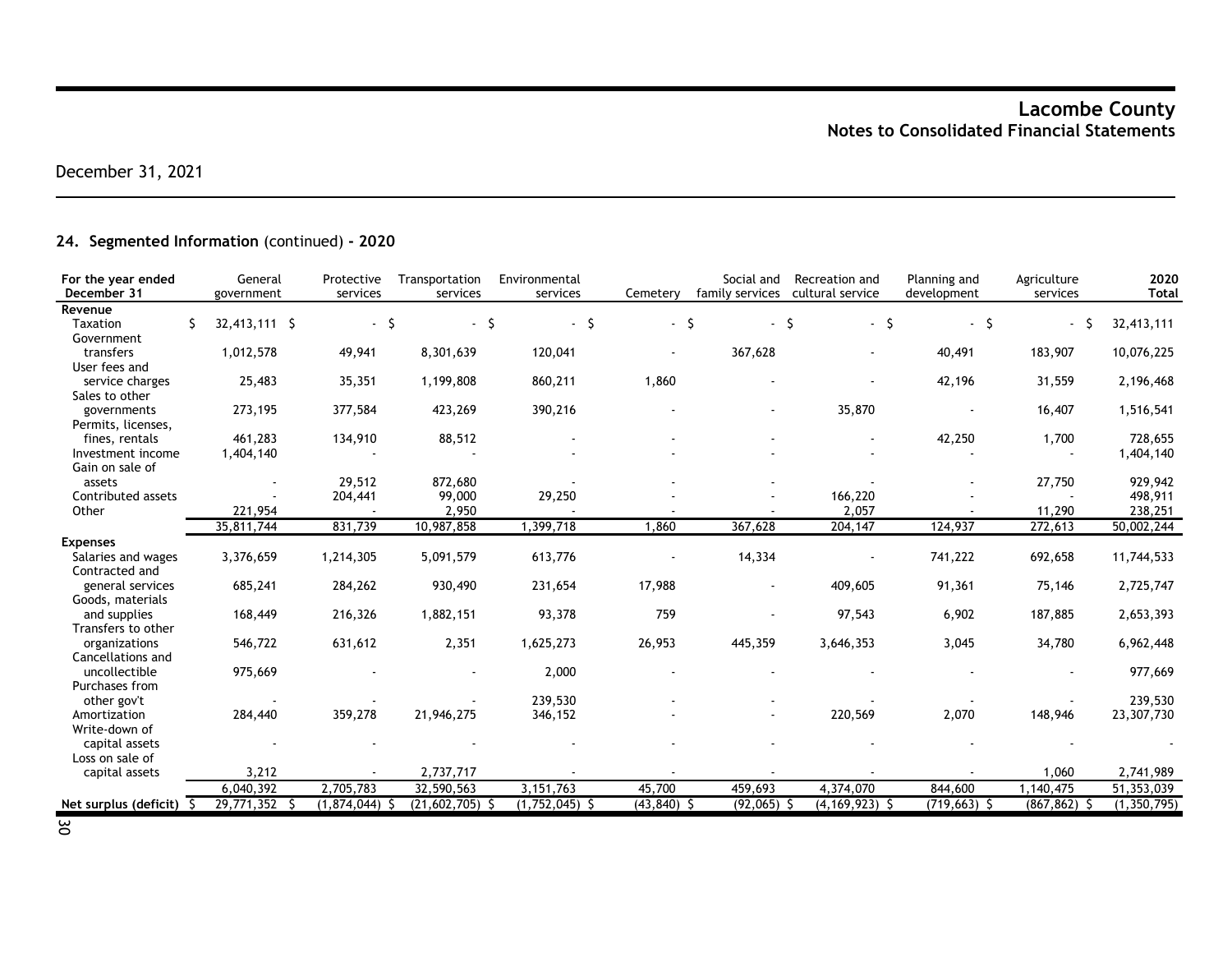December 31, 2021

## 24. Segmented Information (continued) - 2020

| For the year ended December 31 | General government | Protective services | Transportation services | Environmental services | Cemetery | Social and family services | Recreation and cultural service | Planning and development | Agriculture services | 2020 Total |
|---|---|---|---|---|---|---|---|---|---|---|
| **Revenue** | | | | | | | | | | |
| Taxation | $ 32,413,111 | $ - | $ - | $ - | $ - | $ - | $ - | $ - | $ - | $ 32,413,111 |
| Government transfers | 1,012,578 | 49,941 | 8,301,639 | 120,041 | - | 367,628 | - | 40,491 | 183,907 | 10,076,225 |
| User fees and service charges | 25,483 | 35,351 | 1,199,808 | 860,211 | 1,860 | - | - | 42,196 | 31,559 | 2,196,468 |
| Sales to other governments | 273,195 | 377,584 | 423,269 | 390,216 | - | - | 35,870 | - | 16,407 | 1,516,541 |
| Permits, licenses, fines, rentals | 461,283 | 134,910 | 88,512 | - | - | - | - | 42,250 | 1,700 | 728,655 |
| Investment income | 1,404,140 | - | - | - | - | - | - | - | - | 1,404,140 |
| Gain on sale of assets | - | 29,512 | 872,680 | - | - | - | - | - | 27,750 | 929,942 |
| Contributed assets | - | 204,441 | 99,000 | 29,250 | - | - | 166,220 | - | - | 498,911 |
| Other | 221,954 | - | 2,950 | - | - | - | 2,057 | - | 11,290 | 238,251 |
| | 35,811,744 | 831,739 | 10,987,858 | 1,399,718 | 1,860 | 367,628 | 204,147 | 124,937 | 272,613 | 50,002,244 |
| **Expenses** | | | | | | | | | | |
| Salaries and wages | 3,376,659 | 1,214,305 | 5,091,579 | 613,776 | - | 14,334 | - | 741,222 | 692,658 | 11,744,533 |
| Contracted and general services | 685,241 | 284,262 | 930,490 | 231,654 | 17,988 | - | 409,605 | 91,361 | 75,146 | 2,725,747 |
| Goods, materials and supplies | 168,449 | 216,326 | 1,882,151 | 93,378 | 759 | - | 97,543 | 6,902 | 187,885 | 2,653,393 |
| Transfers to other organizations | 546,722 | 631,612 | 2,351 | 1,625,273 | 26,953 | 445,359 | 3,646,353 | 3,045 | 34,780 | 6,962,448 |
| Cancellations and uncollectible | 975,669 | - | - | 2,000 | - | - | - | - | - | 977,669 |
| Purchases from other gov't | - | - | - | 239,530 | - | - | - | - | - | 239,530 |
| Amortization | 284,440 | 359,278 | 21,946,275 | 346,152 | - | - | 220,569 | 2,070 | 148,946 | 23,307,730 |
| Write-down of capital assets | - | - | - | - | - | - | - | - | - | - |
| Loss on sale of capital assets | 3,212 | - | 2,737,717 | - | - | - | - | - | 1,060 | 2,741,989 |
| | 6,040,392 | 2,705,783 | 32,590,563 | 3,151,763 | 45,700 | 459,693 | 4,374,070 | 844,600 | 1,140,475 | 51,353,039 |
| **Net surplus (deficit)** | $ 29,771,352 | $ (1,874,044) | $ (21,602,705) | $ (1,752,045) | $ (43,840) | $ (92,065) | $ (4,169,923) | $ (719,663) | $ (867,862) | $ (1,350,795) |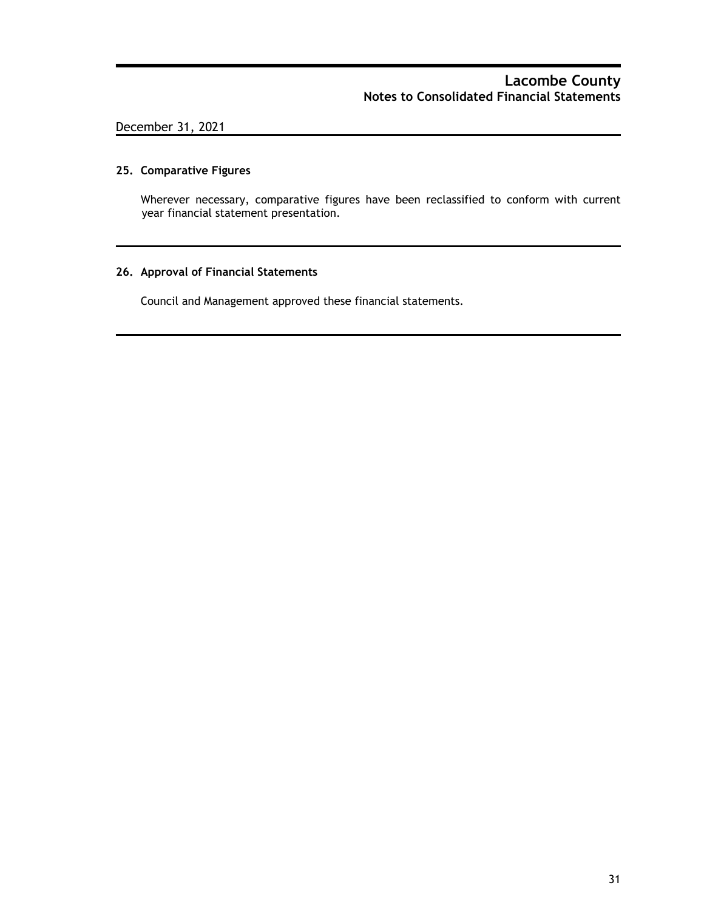## 25. Comparative Figures

Wherever necessary, comparative figures have been reclassified to conform with current year financial statement presentation.

## 26. Approval of Financial Statements

Council and Management approved these financial statements.